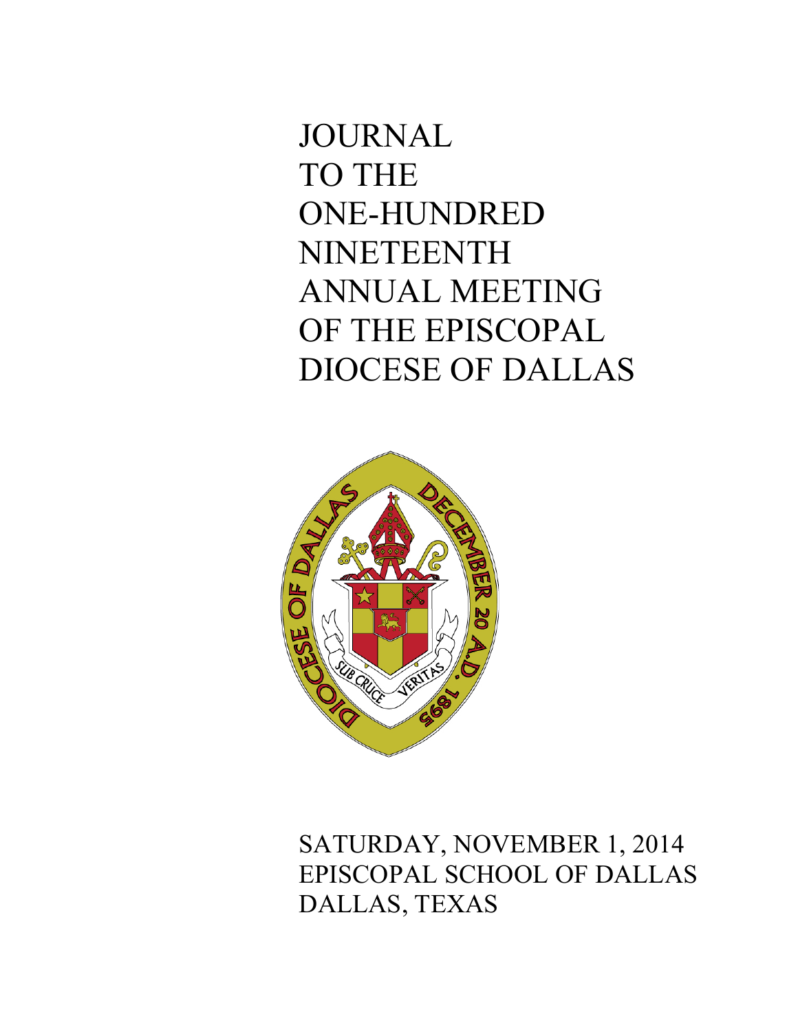# JOURNAL TO THE ONE-HUNDRED NINETEENTH ANNUAL MEETING OF THE EPISCOPAL DIOCESE OF DALLAS

SATURDAY, NOVEMBER 1, 2014
EPISCOPAL SCHOOL OF DALLAS
DALLAS, TEXAS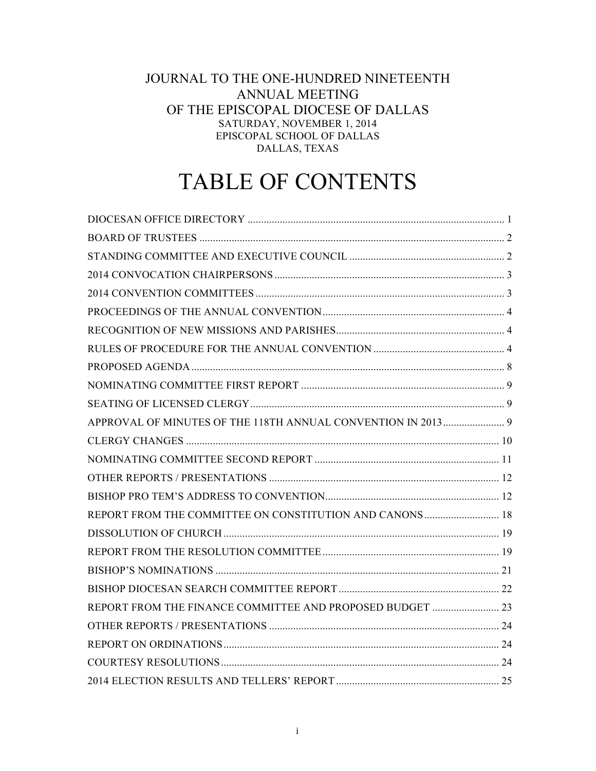JOURNAL TO THE ONE-HUNDRED NINETEENTH
ANNUAL MEETING
OF THE EPISCOPAL DIOCESE OF DALLAS
SATURDAY, NOVEMBER 1, 2014
EPISCOPAL SCHOOL OF DALLAS
DALLAS, TEXAS

# TABLE OF CONTENTS

DIOCESAN OFFICE DIRECTORY ........................................................................................ 1
BOARD OF TRUSTEES ......................................................................................................... 2
STANDING COMMITTEE AND EXECUTIVE COUNCIL .................................................. 2
2014 CONVOCATION CHAIRPERSONS ............................................................................. 3
2014 CONVENTION COMMITTEES .................................................................................... 3
PROCEEDINGS OF THE ANNUAL CONVENTION ............................................................ 4
RECOGNITION OF NEW MISSIONS AND PARISHES ....................................................... 4
RULES OF PROCEDURE FOR THE ANNUAL CONVENTION .......................................... 4
PROPOSED AGENDA ............................................................................................................ 8
NOMINATING COMMITTEE FIRST REPORT .................................................................... 9
SEATING OF LICENSED CLERGY ...................................................................................... 9
APPROVAL OF MINUTES OF THE 118TH ANNUAL CONVENTION IN 2013 ..................... 9
CLERGY CHANGES ............................................................................................................. 10
NOMINATING COMMITTEE SECOND REPORT ............................................................... 11
OTHER REPORTS / PRESENTATIONS ............................................................................... 12
BISHOP PRO TEM'S ADDRESS TO CONVENTION ........................................................... 12
REPORT FROM THE COMMITTEE ON CONSTITUTION AND CANONS ........................ 18
DISSOLUTION OF CHURCH ............................................................................................... 19
REPORT FROM THE RESOLUTION COMMITTEE ............................................................ 19
BISHOP'S NOMINATIONS .................................................................................................. 21
BISHOP DIOCESAN SEARCH COMMITTEE REPORT ...................................................... 22
REPORT FROM THE FINANCE COMMITTEE AND PROPOSED BUDGET ...................... 23
OTHER REPORTS / PRESENTATIONS ............................................................................... 24
REPORT ON ORDINATIONS ............................................................................................... 24
COURTESY RESOLUTIONS ................................................................................................ 24
2014 ELECTION RESULTS AND TELLERS' REPORT ......................................................... 25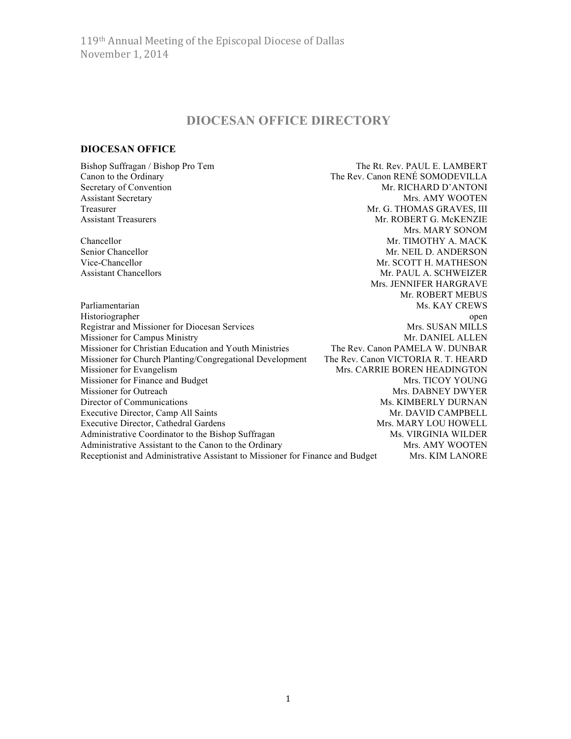# DIOCESAN OFFICE DIRECTORY

## DIOCESAN OFFICE

| | |
|---|---|
| Bishop Suffragan / Bishop Pro Tem | The Rt. Rev. PAUL E. LAMBERT |
| Canon to the Ordinary | The Rev. Canon RENÉ SOMODEVILLA |
| Secretary of Convention | Mr. RICHARD D'ANTONI |
| Assistant Secretary | Mrs. AMY WOOTEN |
| Treasurer | Mr. G. THOMAS GRAVES, III |
| Assistant Treasurers | Mr. ROBERT G. McKENZIE |
| | Mrs. MARY SONOM |
| Chancellor | Mr. TIMOTHY A. MACK |
| Senior Chancellor | Mr. NEIL D. ANDERSON |
| Vice-Chancellor | Mr. SCOTT H. MATHESON |
| Assistant Chancellors | Mr. PAUL A. SCHWEIZER |
| | Mrs. JENNIFER HARGRAVE |
| | Mr. ROBERT MEBUS |
| Parliamentarian | Ms. KAY CREWS |
| Historiographer | open |
| Registrar and Missioner for Diocesan Services | Mrs. SUSAN MILLS |
| Missioner for Campus Ministry | Mr. DANIEL ALLEN |
| Missioner for Christian Education and Youth Ministries | The Rev. Canon PAMELA W. DUNBAR |
| Missioner for Church Planting/Congregational Development | The Rev. Canon VICTORIA R. T. HEARD |
| Missioner for Evangelism | Mrs. CARRIE BOREN HEADINGTON |
| Missioner for Finance and Budget | Mrs. TICOY YOUNG |
| Missioner for Outreach | Mrs. DABNEY DWYER |
| Director of Communications | Ms. KIMBERLY DURNAN |
| Executive Director, Camp All Saints | Mr. DAVID CAMPBELL |
| Executive Director, Cathedral Gardens | Mrs. MARY LOU HOWELL |
| Administrative Coordinator to the Bishop Suffragan | Ms. VIRGINIA WILDER |
| Administrative Assistant to the Canon to the Ordinary | Mrs. AMY WOOTEN |
| Receptionist and Administrative Assistant to Missioner for Finance and Budget | Mrs. KIM LANORE |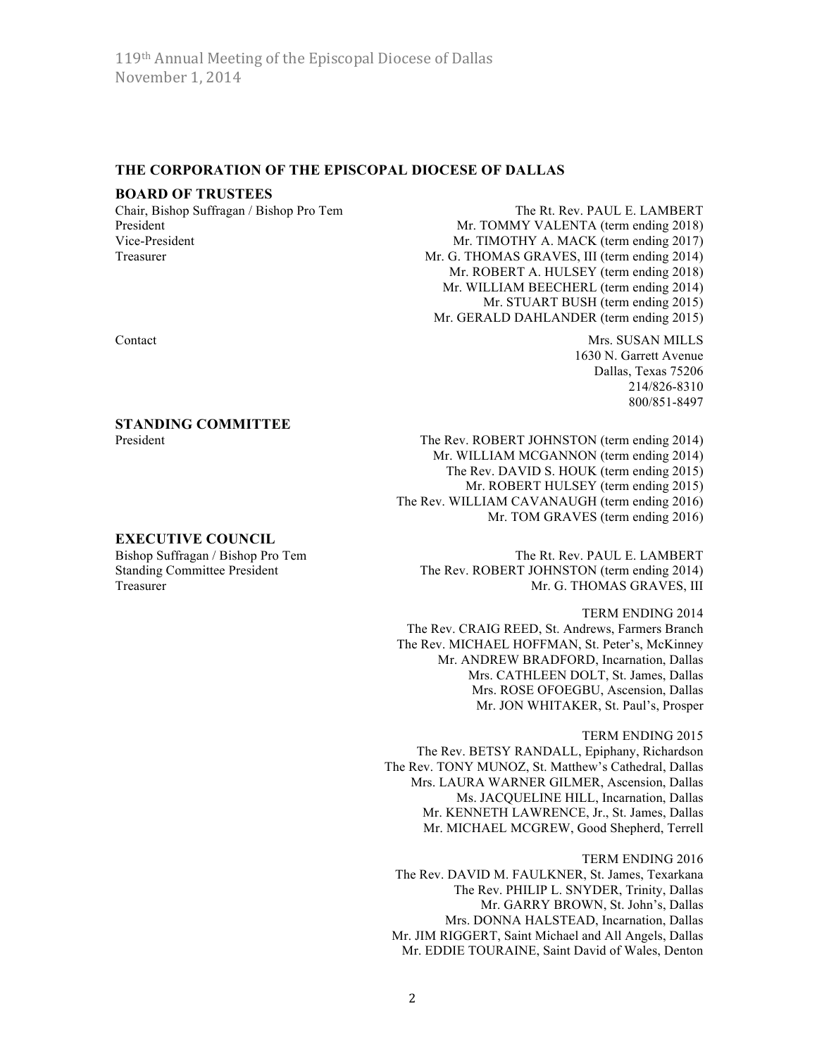## THE CORPORATION OF THE EPISCOPAL DIOCESE OF DALLAS

### BOARD OF TRUSTEES

| | |
|---|---|
| Chair, Bishop Suffragan / Bishop Pro Tem | The Rt. Rev. PAUL E. LAMBERT |
| President | Mr. TOMMY VALENTA (term ending 2018) |
| Vice-President | Mr. TIMOTHY A. MACK (term ending 2017) |
| Treasurer | Mr. G. THOMAS GRAVES, III (term ending 2014) |
| | Mr. ROBERT A. HULSEY (term ending 2018) |
| | Mr. WILLIAM BEECHERL (term ending 2014) |
| | Mr. STUART BUSH (term ending 2015) |
| | Mr. GERALD DAHLANDER (term ending 2015) |

Contact
Mrs. SUSAN MILLS
1630 N. Garrett Avenue
Dallas, Texas 75206
214/826-8310
800/851-8497

### STANDING COMMITTEE

| | |
|---|---|
| President | The Rev. ROBERT JOHNSTON (term ending 2014) |
| | Mr. WILLIAM MCGANNON (term ending 2014) |
| | The Rev. DAVID S. HOUK (term ending 2015) |
| | Mr. ROBERT HULSEY (term ending 2015) |
| | The Rev. WILLIAM CAVANAUGH (term ending 2016) |
| | Mr. TOM GRAVES (term ending 2016) |

### EXECUTIVE COUNCIL

| | |
|---|---|
| Bishop Suffragan / Bishop Pro Tem | The Rt. Rev. PAUL E. LAMBERT |
| Standing Committee President | The Rev. ROBERT JOHNSTON (term ending 2014) |
| Treasurer | Mr. G. THOMAS GRAVES, III |

TERM ENDING 2014
The Rev. CRAIG REED, St. Andrews, Farmers Branch
The Rev. MICHAEL HOFFMAN, St. Peter's, McKinney
Mr. ANDREW BRADFORD, Incarnation, Dallas
Mrs. CATHLEEN DOLT, St. James, Dallas
Mrs. ROSE OFOEGBU, Ascension, Dallas
Mr. JON WHITAKER, St. Paul's, Prosper

TERM ENDING 2015
The Rev. BETSY RANDALL, Epiphany, Richardson
The Rev. TONY MUNOZ, St. Matthew's Cathedral, Dallas
Mrs. LAURA WARNER GILMER, Ascension, Dallas
Ms. JACQUELINE HILL, Incarnation, Dallas
Mr. KENNETH LAWRENCE, Jr., St. James, Dallas
Mr. MICHAEL MCGREW, Good Shepherd, Terrell

TERM ENDING 2016
The Rev. DAVID M. FAULKNER, St. James, Texarkana
The Rev. PHILIP L. SNYDER, Trinity, Dallas
Mr. GARRY BROWN, St. John's, Dallas
Mrs. DONNA HALSTEAD, Incarnation, Dallas
Mr. JIM RIGGERT, Saint Michael and All Angels, Dallas
Mr. EDDIE TOURAINE, Saint David of Wales, Denton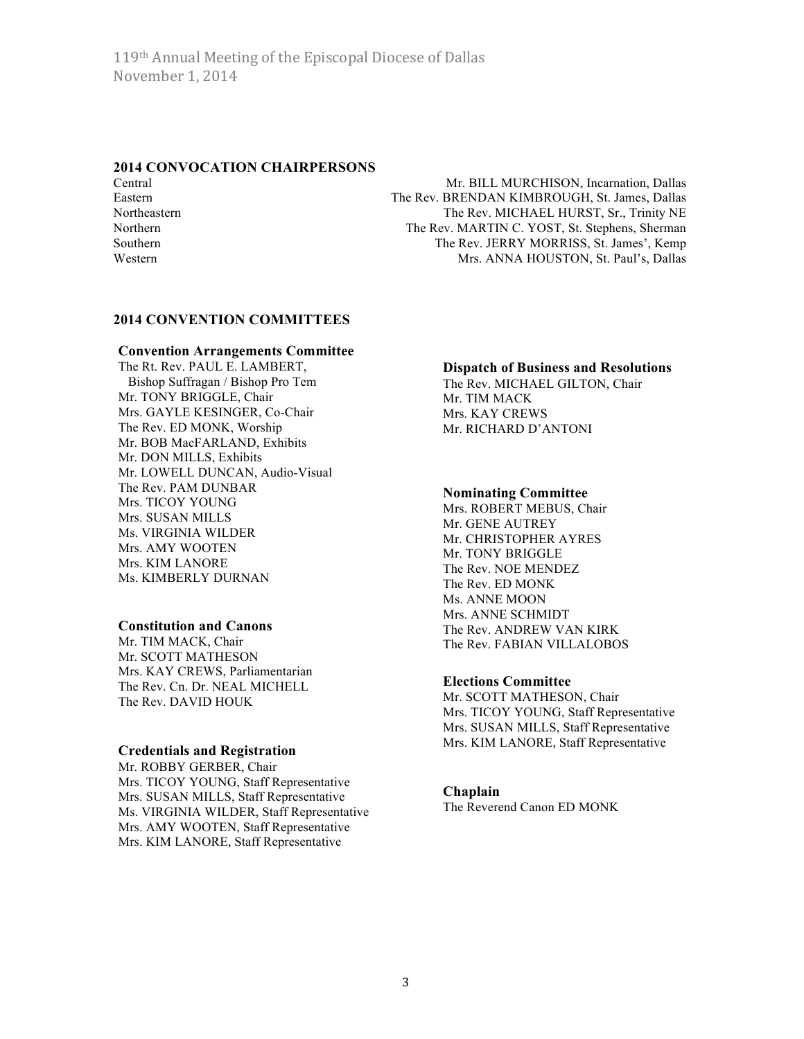## 2014 CONVOCATION CHAIRPERSONS

| | |
|---|---|
| Central | Mr. BILL MURCHISON, Incarnation, Dallas |
| Eastern | The Rev. BRENDAN KIMBROUGH, St. James, Dallas |
| Northeastern | The Rev. MICHAEL HURST, Sr., Trinity NE |
| Northern | The Rev. MARTIN C. YOST, St. Stephens, Sherman |
| Southern | The Rev. JERRY MORRISS, St. James', Kemp |
| Western | Mrs. ANNA HOUSTON, St. Paul's, Dallas |

## 2014 CONVENTION COMMITTEES

### Convention Arrangements Committee

The Rt. Rev. PAUL E. LAMBERT,
Bishop Suffragan / Bishop Pro Tem
Mr. TONY BRIGGLE, Chair
Mrs. GAYLE KESINGER, Co-Chair
The Rev. ED MONK, Worship
Mr. BOB MacFARLAND, Exhibits
Mr. DON MILLS, Exhibits
Mr. LOWELL DUNCAN, Audio-Visual
The Rev. PAM DUNBAR
Mrs. TICOY YOUNG
Mrs. SUSAN MILLS
Ms. VIRGINIA WILDER
Mrs. AMY WOOTEN
Mrs. KIM LANORE
Ms. KIMBERLY DURNAN

### Constitution and Canons

Mr. TIM MACK, Chair
Mr. SCOTT MATHESON
Mrs. KAY CREWS, Parliamentarian
The Rev. Cn. Dr. NEAL MICHELL
The Rev. DAVID HOUK

### Credentials and Registration

Mr. ROBBY GERBER, Chair
Mrs. TICOY YOUNG, Staff Representative
Mrs. SUSAN MILLS, Staff Representative
Ms. VIRGINIA WILDER, Staff Representative
Mrs. AMY WOOTEN, Staff Representative
Mrs. KIM LANORE, Staff Representative

### Dispatch of Business and Resolutions

The Rev. MICHAEL GILTON, Chair
Mr. TIM MACK
Mrs. KAY CREWS
Mr. RICHARD D'ANTONI

### Nominating Committee

Mrs. ROBERT MEBUS, Chair
Mr. GENE AUTREY
Mr. CHRISTOPHER AYRES
Mr. TONY BRIGGLE
The Rev. NOE MENDEZ
The Rev. ED MONK
Ms. ANNE MOON
Mrs. ANNE SCHMIDT
The Rev. ANDREW VAN KIRK
The Rev. FABIAN VILLALOBOS

### Elections Committee

Mr. SCOTT MATHESON, Chair
Mrs. TICOY YOUNG, Staff Representative
Mrs. SUSAN MILLS, Staff Representative
Mrs. KIM LANORE, Staff Representative

### Chaplain

The Reverend Canon ED MONK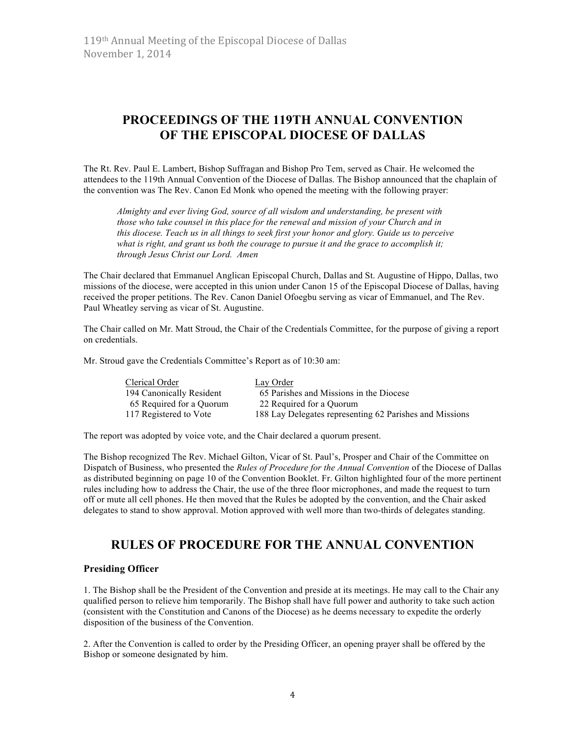# PROCEEDINGS OF THE 119TH ANNUAL CONVENTION OF THE EPISCOPAL DIOCESE OF DALLAS

The Rt. Rev. Paul E. Lambert, Bishop Suffragan and Bishop Pro Tem, served as Chair. He welcomed the attendees to the 119th Annual Convention of the Diocese of Dallas. The Bishop announced that the chaplain of the convention was The Rev. Canon Ed Monk who opened the meeting with the following prayer:

> *Almighty and ever living God, source of all wisdom and understanding, be present with those who take counsel in this place for the renewal and mission of your Church and in this diocese. Teach us in all things to seek first your honor and glory. Guide us to perceive what is right, and grant us both the courage to pursue it and the grace to accomplish it; through Jesus Christ our Lord. Amen*

The Chair declared that Emmanuel Anglican Episcopal Church, Dallas and St. Augustine of Hippo, Dallas, two missions of the diocese, were accepted in this union under Canon 15 of the Episcopal Diocese of Dallas, having received the proper petitions. The Rev. Canon Daniel Ofoegbu serving as vicar of Emmanuel, and The Rev. Paul Wheatley serving as vicar of St. Augustine.

The Chair called on Mr. Matt Stroud, the Chair of the Credentials Committee, for the purpose of giving a report on credentials.

Mr. Stroud gave the Credentials Committee's Report as of 10:30 am:

| Clerical Order | Lay Order |
|---|---|
| 194 Canonically Resident | 65 Parishes and Missions in the Diocese |
| 65 Required for a Quorum | 22 Required for a Quorum |
| 117 Registered to Vote | 188 Lay Delegates representing 62 Parishes and Missions |

The report was adopted by voice vote, and the Chair declared a quorum present.

The Bishop recognized The Rev. Michael Gilton, Vicar of St. Paul's, Prosper and Chair of the Committee on Dispatch of Business, who presented the *Rules of Procedure for the Annual Convention* of the Diocese of Dallas as distributed beginning on page 10 of the Convention Booklet. Fr. Gilton highlighted four of the more pertinent rules including how to address the Chair, the use of the three floor microphones, and made the request to turn off or mute all cell phones. He then moved that the Rules be adopted by the convention, and the Chair asked delegates to stand to show approval. Motion approved with well more than two-thirds of delegates standing.

# RULES OF PROCEDURE FOR THE ANNUAL CONVENTION

### Presiding Officer

1. The Bishop shall be the President of the Convention and preside at its meetings. He may call to the Chair any qualified person to relieve him temporarily. The Bishop shall have full power and authority to take such action (consistent with the Constitution and Canons of the Diocese) as he deems necessary to expedite the orderly disposition of the business of the Convention.

2. After the Convention is called to order by the Presiding Officer, an opening prayer shall be offered by the Bishop or someone designated by him.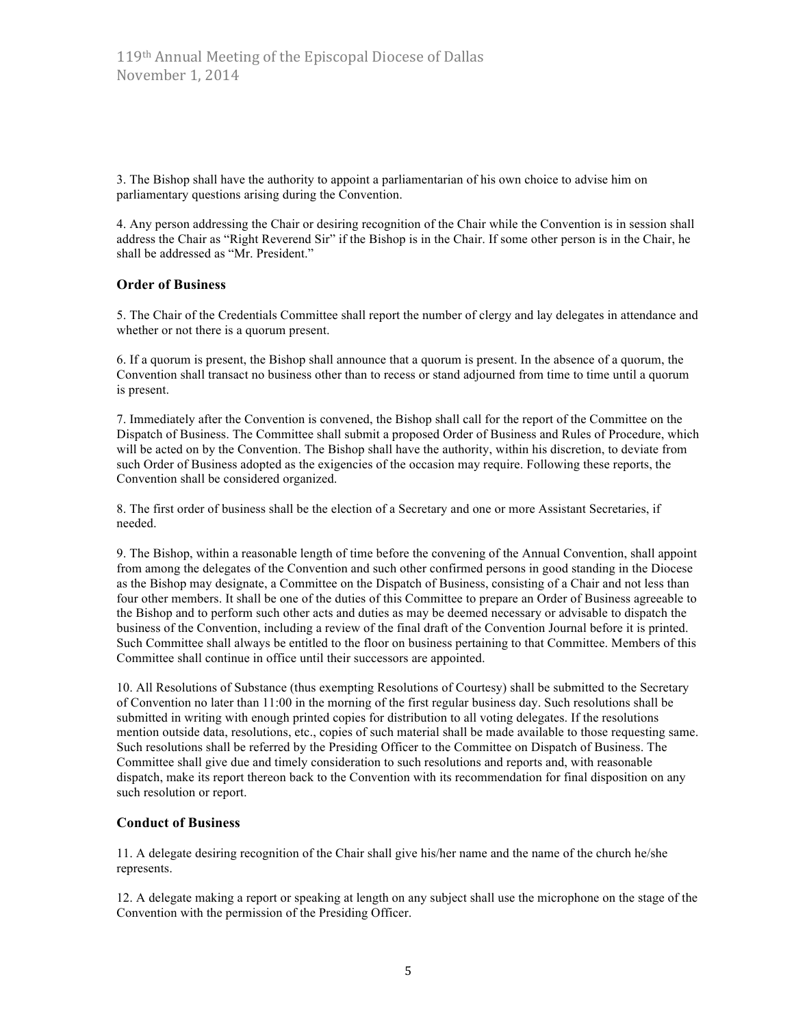3. The Bishop shall have the authority to appoint a parliamentarian of his own choice to advise him on parliamentary questions arising during the Convention.

4. Any person addressing the Chair or desiring recognition of the Chair while the Convention is in session shall address the Chair as "Right Reverend Sir" if the Bishop is in the Chair. If some other person is in the Chair, he shall be addressed as "Mr. President."

### Order of Business

5. The Chair of the Credentials Committee shall report the number of clergy and lay delegates in attendance and whether or not there is a quorum present.

6. If a quorum is present, the Bishop shall announce that a quorum is present. In the absence of a quorum, the Convention shall transact no business other than to recess or stand adjourned from time to time until a quorum is present.

7. Immediately after the Convention is convened, the Bishop shall call for the report of the Committee on the Dispatch of Business. The Committee shall submit a proposed Order of Business and Rules of Procedure, which will be acted on by the Convention. The Bishop shall have the authority, within his discretion, to deviate from such Order of Business adopted as the exigencies of the occasion may require. Following these reports, the Convention shall be considered organized.

8. The first order of business shall be the election of a Secretary and one or more Assistant Secretaries, if needed.

9. The Bishop, within a reasonable length of time before the convening of the Annual Convention, shall appoint from among the delegates of the Convention and such other confirmed persons in good standing in the Diocese as the Bishop may designate, a Committee on the Dispatch of Business, consisting of a Chair and not less than four other members. It shall be one of the duties of this Committee to prepare an Order of Business agreeable to the Bishop and to perform such other acts and duties as may be deemed necessary or advisable to dispatch the business of the Convention, including a review of the final draft of the Convention Journal before it is printed. Such Committee shall always be entitled to the floor on business pertaining to that Committee. Members of this Committee shall continue in office until their successors are appointed.

10. All Resolutions of Substance (thus exempting Resolutions of Courtesy) shall be submitted to the Secretary of Convention no later than 11:00 in the morning of the first regular business day. Such resolutions shall be submitted in writing with enough printed copies for distribution to all voting delegates. If the resolutions mention outside data, resolutions, etc., copies of such material shall be made available to those requesting same. Such resolutions shall be referred by the Presiding Officer to the Committee on Dispatch of Business. The Committee shall give due and timely consideration to such resolutions and reports and, with reasonable dispatch, make its report thereon back to the Convention with its recommendation for final disposition on any such resolution or report.

### Conduct of Business

11. A delegate desiring recognition of the Chair shall give his/her name and the name of the church he/she represents.

12. A delegate making a report or speaking at length on any subject shall use the microphone on the stage of the Convention with the permission of the Presiding Officer.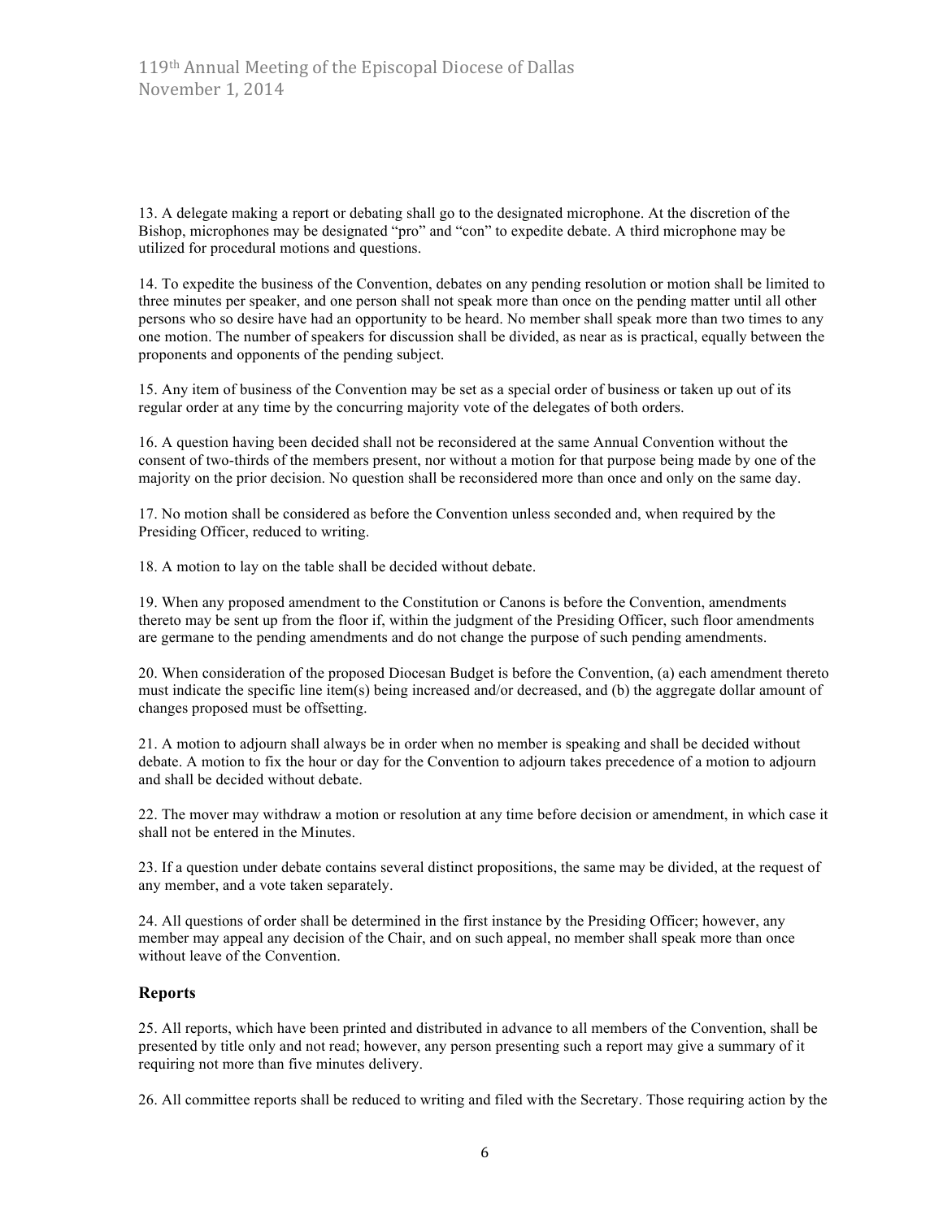13. A delegate making a report or debating shall go to the designated microphone. At the discretion of the Bishop, microphones may be designated "pro" and "con" to expedite debate. A third microphone may be utilized for procedural motions and questions.

14. To expedite the business of the Convention, debates on any pending resolution or motion shall be limited to three minutes per speaker, and one person shall not speak more than once on the pending matter until all other persons who so desire have had an opportunity to be heard. No member shall speak more than two times to any one motion. The number of speakers for discussion shall be divided, as near as is practical, equally between the proponents and opponents of the pending subject.

15. Any item of business of the Convention may be set as a special order of business or taken up out of its regular order at any time by the concurring majority vote of the delegates of both orders.

16. A question having been decided shall not be reconsidered at the same Annual Convention without the consent of two-thirds of the members present, nor without a motion for that purpose being made by one of the majority on the prior decision. No question shall be reconsidered more than once and only on the same day.

17. No motion shall be considered as before the Convention unless seconded and, when required by the Presiding Officer, reduced to writing.

18. A motion to lay on the table shall be decided without debate.

19. When any proposed amendment to the Constitution or Canons is before the Convention, amendments thereto may be sent up from the floor if, within the judgment of the Presiding Officer, such floor amendments are germane to the pending amendments and do not change the purpose of such pending amendments.

20. When consideration of the proposed Diocesan Budget is before the Convention, (a) each amendment thereto must indicate the specific line item(s) being increased and/or decreased, and (b) the aggregate dollar amount of changes proposed must be offsetting.

21. A motion to adjourn shall always be in order when no member is speaking and shall be decided without debate. A motion to fix the hour or day for the Convention to adjourn takes precedence of a motion to adjourn and shall be decided without debate.

22. The mover may withdraw a motion or resolution at any time before decision or amendment, in which case it shall not be entered in the Minutes.

23. If a question under debate contains several distinct propositions, the same may be divided, at the request of any member, and a vote taken separately.

24. All questions of order shall be determined in the first instance by the Presiding Officer; however, any member may appeal any decision of the Chair, and on such appeal, no member shall speak more than once without leave of the Convention.

### Reports

25. All reports, which have been printed and distributed in advance to all members of the Convention, shall be presented by title only and not read; however, any person presenting such a report may give a summary of it requiring not more than five minutes delivery.

26. All committee reports shall be reduced to writing and filed with the Secretary. Those requiring action by the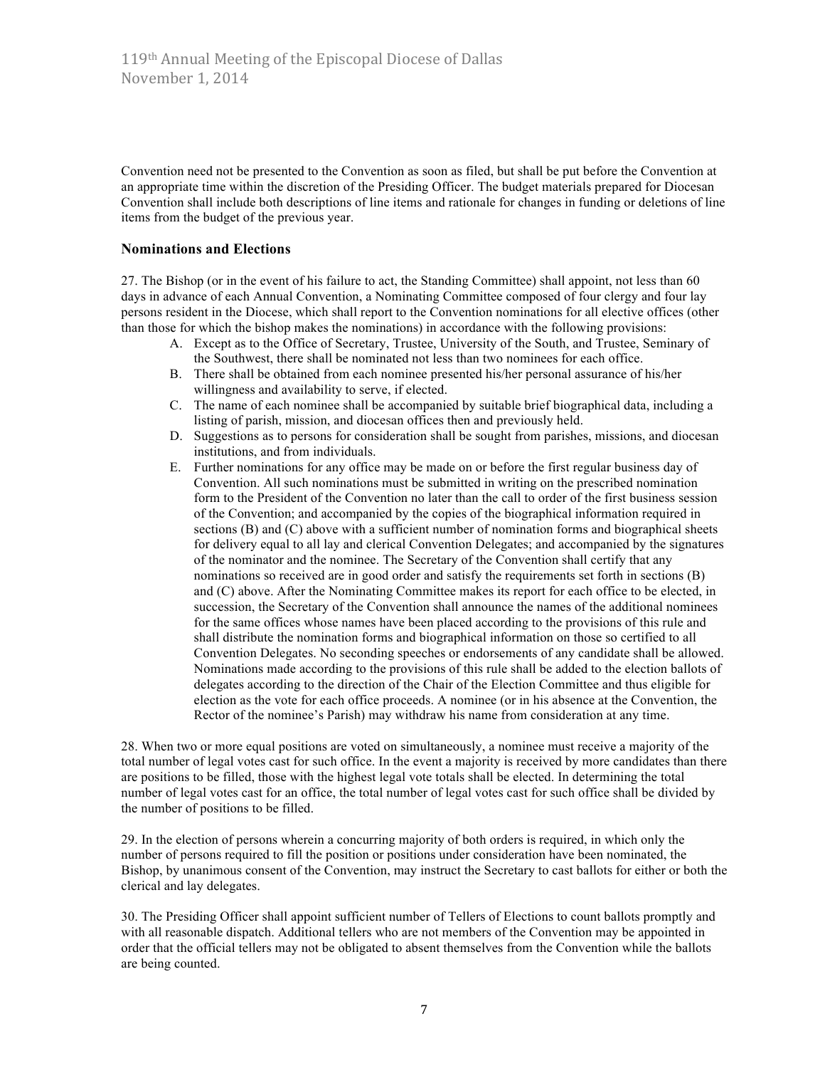Convention need not be presented to the Convention as soon as filed, but shall be put before the Convention at an appropriate time within the discretion of the Presiding Officer. The budget materials prepared for Diocesan Convention shall include both descriptions of line items and rationale for changes in funding or deletions of line items from the budget of the previous year.

### Nominations and Elections

27. The Bishop (or in the event of his failure to act, the Standing Committee) shall appoint, not less than 60 days in advance of each Annual Convention, a Nominating Committee composed of four clergy and four lay persons resident in the Diocese, which shall report to the Convention nominations for all elective offices (other than those for which the bishop makes the nominations) in accordance with the following provisions:

   A. Except as to the Office of Secretary, Trustee, University of the South, and Trustee, Seminary of the Southwest, there shall be nominated not less than two nominees for each office.
   
   B. There shall be obtained from each nominee presented his/her personal assurance of his/her willingness and availability to serve, if elected.
   
   C. The name of each nominee shall be accompanied by suitable brief biographical data, including a listing of parish, mission, and diocesan offices then and previously held.
   
   D. Suggestions as to persons for consideration shall be sought from parishes, missions, and diocesan institutions, and from individuals.
   
   E. Further nominations for any office may be made on or before the first regular business day of Convention. All such nominations must be submitted in writing on the prescribed nomination form to the President of the Convention no later than the call to order of the first business session of the Convention; and accompanied by the copies of the biographical information required in sections (B) and (C) above with a sufficient number of nomination forms and biographical sheets for delivery equal to all lay and clerical Convention Delegates; and accompanied by the signatures of the nominator and the nominee. The Secretary of the Convention shall certify that any nominations so received are in good order and satisfy the requirements set forth in sections (B) and (C) above. After the Nominating Committee makes its report for each office to be elected, in succession, the Secretary of the Convention shall announce the names of the additional nominees for the same offices whose names have been placed according to the provisions of this rule and shall distribute the nomination forms and biographical information on those so certified to all Convention Delegates. No seconding speeches or endorsements of any candidate shall be allowed. Nominations made according to the provisions of this rule shall be added to the election ballots of delegates according to the direction of the Chair of the Election Committee and thus eligible for election as the vote for each office proceeds. A nominee (or in his absence at the Convention, the Rector of the nominee's Parish) may withdraw his name from consideration at any time.

28. When two or more equal positions are voted on simultaneously, a nominee must receive a majority of the total number of legal votes cast for such office. In the event a majority is received by more candidates than there are positions to be filled, those with the highest legal vote totals shall be elected. In determining the total number of legal votes cast for an office, the total number of legal votes cast for such office shall be divided by the number of positions to be filled.

29. In the election of persons wherein a concurring majority of both orders is required, in which only the number of persons required to fill the position or positions under consideration have been nominated, the Bishop, by unanimous consent of the Convention, may instruct the Secretary to cast ballots for either or both the clerical and lay delegates.

30. The Presiding Officer shall appoint sufficient number of Tellers of Elections to count ballots promptly and with all reasonable dispatch. Additional tellers who are not members of the Convention may be appointed in order that the official tellers may not be obligated to absent themselves from the Convention while the ballots are being counted.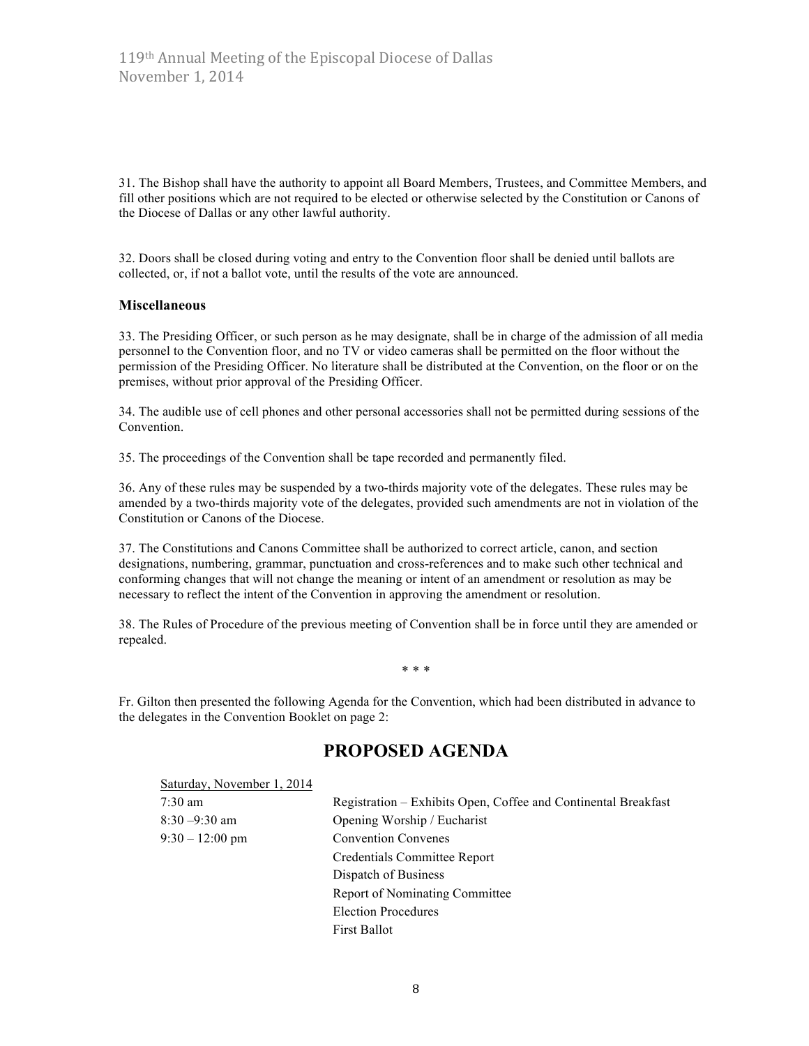31. The Bishop shall have the authority to appoint all Board Members, Trustees, and Committee Members, and fill other positions which are not required to be elected or otherwise selected by the Constitution or Canons of the Diocese of Dallas or any other lawful authority.

32. Doors shall be closed during voting and entry to the Convention floor shall be denied until ballots are collected, or, if not a ballot vote, until the results of the vote are announced.

**Miscellaneous**

33. The Presiding Officer, or such person as he may designate, shall be in charge of the admission of all media personnel to the Convention floor, and no TV or video cameras shall be permitted on the floor without the permission of the Presiding Officer. No literature shall be distributed at the Convention, on the floor or on the premises, without prior approval of the Presiding Officer.

34. The audible use of cell phones and other personal accessories shall not be permitted during sessions of the Convention.

35. The proceedings of the Convention shall be tape recorded and permanently filed.

36. Any of these rules may be suspended by a two-thirds majority vote of the delegates. These rules may be amended by a two-thirds majority vote of the delegates, provided such amendments are not in violation of the Constitution or Canons of the Diocese.

37. The Constitutions and Canons Committee shall be authorized to correct article, canon, and section designations, numbering, grammar, punctuation and cross-references and to make such other technical and conforming changes that will not change the meaning or intent of an amendment or resolution as may be necessary to reflect the intent of the Convention in approving the amendment or resolution.

38. The Rules of Procedure of the previous meeting of Convention shall be in force until they are amended or repealed.

\* \* \*

Fr. Gilton then presented the following Agenda for the Convention, which had been distributed in advance to the delegates in the Convention Booklet on page 2:

## PROPOSED AGENDA

Saturday, November 1, 2014

| | |
|---|---|
| 7:30 am | Registration – Exhibits Open, Coffee and Continental Breakfast |
| 8:30 –9:30 am | Opening Worship / Eucharist |
| 9:30 – 12:00 pm | Convention Convenes |
| | Credentials Committee Report |
| | Dispatch of Business |
| | Report of Nominating Committee |
| | Election Procedures |
| | First Ballot |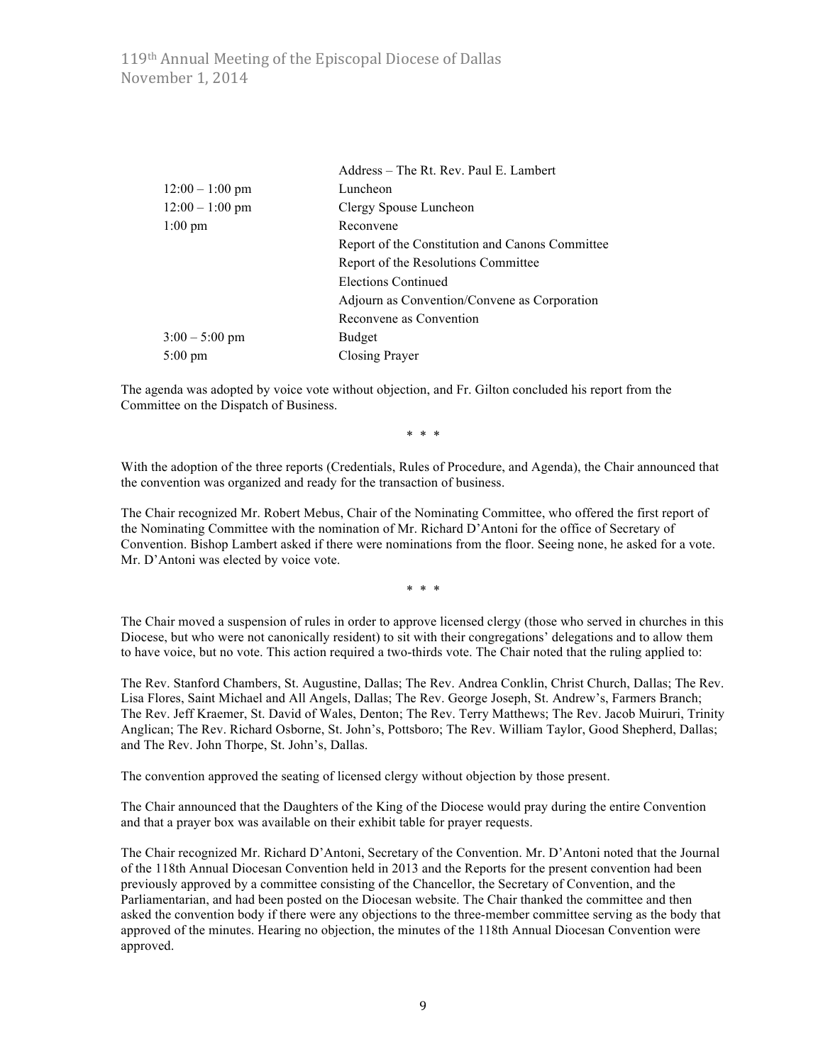| | |
|---|---|
| | Address – The Rt. Rev. Paul E. Lambert |
| 12:00 – 1:00 pm | Luncheon |
| 12:00 – 1:00 pm | Clergy Spouse Luncheon |
| 1:00 pm | Reconvene |
| | Report of the Constitution and Canons Committee |
| | Report of the Resolutions Committee |
| | Elections Continued |
| | Adjourn as Convention/Convene as Corporation |
| | Reconvene as Convention |
| 3:00 – 5:00 pm | Budget |
| 5:00 pm | Closing Prayer |

The agenda was adopted by voice vote without objection, and Fr. Gilton concluded his report from the Committee on the Dispatch of Business.

\* \* \*

With the adoption of the three reports (Credentials, Rules of Procedure, and Agenda), the Chair announced that the convention was organized and ready for the transaction of business.

The Chair recognized Mr. Robert Mebus, Chair of the Nominating Committee, who offered the first report of the Nominating Committee with the nomination of Mr. Richard D'Antoni for the office of Secretary of Convention. Bishop Lambert asked if there were nominations from the floor. Seeing none, he asked for a vote. Mr. D'Antoni was elected by voice vote.

\* \* \*

The Chair moved a suspension of rules in order to approve licensed clergy (those who served in churches in this Diocese, but who were not canonically resident) to sit with their congregations' delegations and to allow them to have voice, but no vote. This action required a two-thirds vote. The Chair noted that the ruling applied to:

The Rev. Stanford Chambers, St. Augustine, Dallas; The Rev. Andrea Conklin, Christ Church, Dallas; The Rev. Lisa Flores, Saint Michael and All Angels, Dallas; The Rev. George Joseph, St. Andrew's, Farmers Branch; The Rev. Jeff Kraemer, St. David of Wales, Denton; The Rev. Terry Matthews; The Rev. Jacob Muiruri, Trinity Anglican; The Rev. Richard Osborne, St. John's, Pottsboro; The Rev. William Taylor, Good Shepherd, Dallas; and The Rev. John Thorpe, St. John's, Dallas.

The convention approved the seating of licensed clergy without objection by those present.

The Chair announced that the Daughters of the King of the Diocese would pray during the entire Convention and that a prayer box was available on their exhibit table for prayer requests.

The Chair recognized Mr. Richard D'Antoni, Secretary of the Convention. Mr. D'Antoni noted that the Journal of the 118th Annual Diocesan Convention held in 2013 and the Reports for the present convention had been previously approved by a committee consisting of the Chancellor, the Secretary of Convention, and the Parliamentarian, and had been posted on the Diocesan website. The Chair thanked the committee and then asked the convention body if there were any objections to the three-member committee serving as the body that approved of the minutes. Hearing no objection, the minutes of the 118th Annual Diocesan Convention were approved.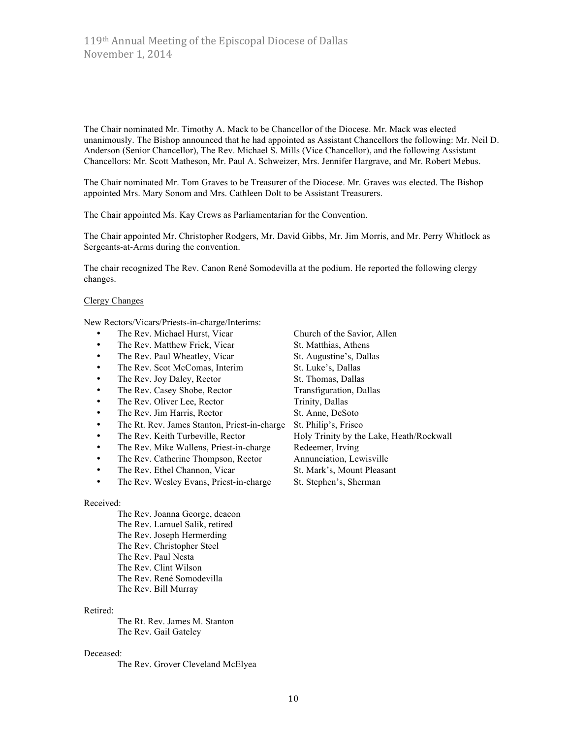The Chair nominated Mr. Timothy A. Mack to be Chancellor of the Diocese. Mr. Mack was elected unanimously. The Bishop announced that he had appointed as Assistant Chancellors the following: Mr. Neil D. Anderson (Senior Chancellor), The Rev. Michael S. Mills (Vice Chancellor), and the following Assistant Chancellors: Mr. Scott Matheson, Mr. Paul A. Schweizer, Mrs. Jennifer Hargrave, and Mr. Robert Mebus.

The Chair nominated Mr. Tom Graves to be Treasurer of the Diocese. Mr. Graves was elected. The Bishop appointed Mrs. Mary Sonom and Mrs. Cathleen Dolt to be Assistant Treasurers.

The Chair appointed Ms. Kay Crews as Parliamentarian for the Convention.

The Chair appointed Mr. Christopher Rodgers, Mr. David Gibbs, Mr. Jim Morris, and Mr. Perry Whitlock as Sergeants-at-Arms during the convention.

The chair recognized The Rev. Canon René Somodevilla at the podium. He reported the following clergy changes.

Clergy Changes

New Rectors/Vicars/Priests-in-charge/Interims:

- The Rev. Michael Hurst, Vicar — Church of the Savior, Allen
- The Rev. Matthew Frick, Vicar — St. Matthias, Athens
- The Rev. Paul Wheatley, Vicar — St. Augustine's, Dallas
- The Rev. Scot McComas, Interim — St. Luke's, Dallas
- The Rev. Joy Daley, Rector — St. Thomas, Dallas
- The Rev. Casey Shobe, Rector — Transfiguration, Dallas
- The Rev. Oliver Lee, Rector — Trinity, Dallas
- The Rev. Jim Harris, Rector — St. Anne, DeSoto
- The Rt. Rev. James Stanton, Priest-in-charge — St. Philip's, Frisco
- The Rev. Keith Turbeville, Rector — Holy Trinity by the Lake, Heath/Rockwall
- The Rev. Mike Wallens, Priest-in-charge — Redeemer, Irving
- The Rev. Catherine Thompson, Rector — Annunciation, Lewisville
- The Rev. Ethel Channon, Vicar — St. Mark's, Mount Pleasant
- The Rev. Wesley Evans, Priest-in-charge — St. Stephen's, Sherman

Received:

The Rev. Joanna George, deacon
The Rev. Lamuel Salik, retired
The Rev. Joseph Hermerding
The Rev. Christopher Steel
The Rev. Paul Nesta
The Rev. Clint Wilson
The Rev. René Somodevilla
The Rev. Bill Murray

Retired:

The Rt. Rev. James M. Stanton
The Rev. Gail Gateley

Deceased:

The Rev. Grover Cleveland McElyea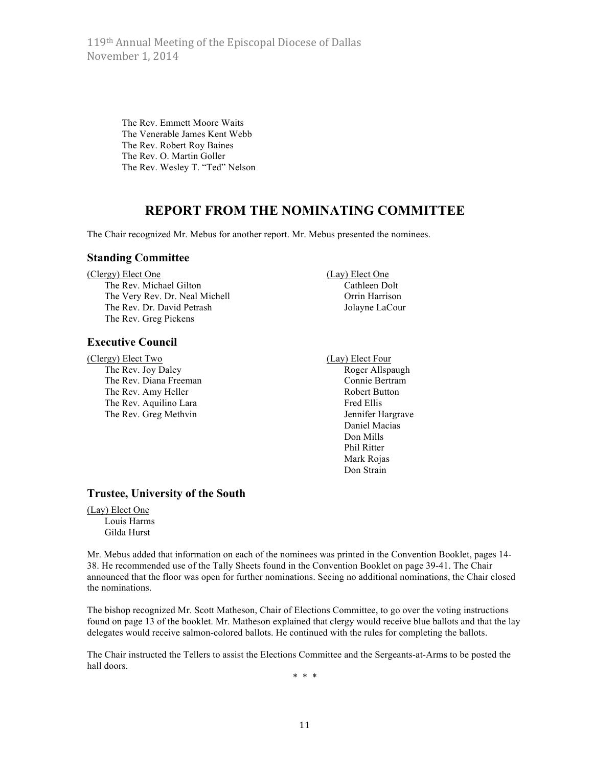The Rev. Emmett Moore Waits
The Venerable James Kent Webb
The Rev. Robert Roy Baines
The Rev. O. Martin Goller
The Rev. Wesley T. "Ted" Nelson

# REPORT FROM THE NOMINATING COMMITTEE

The Chair recognized Mr. Mebus for another report. Mr. Mebus presented the nominees.

## Standing Committee

(Clergy) Elect One
- The Rev. Michael Gilton
- The Very Rev. Dr. Neal Michell
- The Rev. Dr. David Petrash
- The Rev. Greg Pickens

(Lay) Elect One
- Cathleen Dolt
- Orrin Harrison
- Jolayne LaCour

## Executive Council

(Clergy) Elect Two
- The Rev. Joy Daley
- The Rev. Diana Freeman
- The Rev. Amy Heller
- The Rev. Aquilino Lara
- The Rev. Greg Methvin

(Lay) Elect Four
- Roger Allspaugh
- Connie Bertram
- Robert Button
- Fred Ellis
- Jennifer Hargrave
- Daniel Macias
- Don Mills
- Phil Ritter
- Mark Rojas
- Don Strain

## Trustee, University of the South

(Lay) Elect One
- Louis Harms
- Gilda Hurst

Mr. Mebus added that information on each of the nominees was printed in the Convention Booklet, pages 14-38. He recommended use of the Tally Sheets found in the Convention Booklet on page 39-41. The Chair announced that the floor was open for further nominations. Seeing no additional nominations, the Chair closed the nominations.

The bishop recognized Mr. Scott Matheson, Chair of Elections Committee, to go over the voting instructions found on page 13 of the booklet. Mr. Matheson explained that clergy would receive blue ballots and that the lay delegates would receive salmon-colored ballots. He continued with the rules for completing the ballots.

The Chair instructed the Tellers to assist the Elections Committee and the Sergeants-at-Arms to be posted the hall doors.

\* \* \*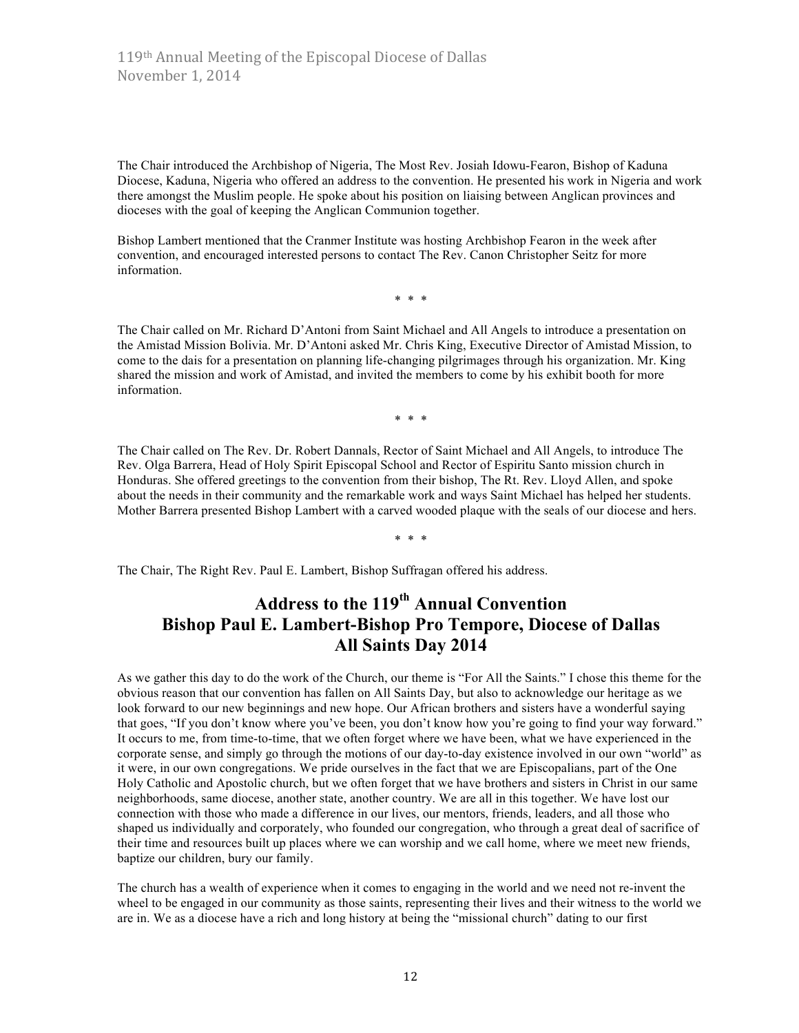The Chair introduced the Archbishop of Nigeria, The Most Rev. Josiah Idowu-Fearon, Bishop of Kaduna Diocese, Kaduna, Nigeria who offered an address to the convention. He presented his work in Nigeria and work there amongst the Muslim people. He spoke about his position on liaising between Anglican provinces and dioceses with the goal of keeping the Anglican Communion together.

Bishop Lambert mentioned that the Cranmer Institute was hosting Archbishop Fearon in the week after convention, and encouraged interested persons to contact The Rev. Canon Christopher Seitz for more information.

\* \* \*

The Chair called on Mr. Richard D'Antoni from Saint Michael and All Angels to introduce a presentation on the Amistad Mission Bolivia. Mr. D'Antoni asked Mr. Chris King, Executive Director of Amistad Mission, to come to the dais for a presentation on planning life-changing pilgrimages through his organization. Mr. King shared the mission and work of Amistad, and invited the members to come by his exhibit booth for more information.

\* \* \*

The Chair called on The Rev. Dr. Robert Dannals, Rector of Saint Michael and All Angels, to introduce The Rev. Olga Barrera, Head of Holy Spirit Episcopal School and Rector of Espiritu Santo mission church in Honduras. She offered greetings to the convention from their bishop, The Rt. Rev. Lloyd Allen, and spoke about the needs in their community and the remarkable work and ways Saint Michael has helped her students. Mother Barrera presented Bishop Lambert with a carved wooded plaque with the seals of our diocese and hers.

\* \* \*

The Chair, The Right Rev. Paul E. Lambert, Bishop Suffragan offered his address.

## Address to the 119th Annual Convention
## Bishop Paul E. Lambert-Bishop Pro Tempore, Diocese of Dallas
## All Saints Day 2014

As we gather this day to do the work of the Church, our theme is "For All the Saints." I chose this theme for the obvious reason that our convention has fallen on All Saints Day, but also to acknowledge our heritage as we look forward to our new beginnings and new hope. Our African brothers and sisters have a wonderful saying that goes, "If you don't know where you've been, you don't know how you're going to find your way forward." It occurs to me, from time-to-time, that we often forget where we have been, what we have experienced in the corporate sense, and simply go through the motions of our day-to-day existence involved in our own "world" as it were, in our own congregations. We pride ourselves in the fact that we are Episcopalians, part of the One Holy Catholic and Apostolic church, but we often forget that we have brothers and sisters in Christ in our same neighborhoods, same diocese, another state, another country. We are all in this together. We have lost our connection with those who made a difference in our lives, our mentors, friends, leaders, and all those who shaped us individually and corporately, who founded our congregation, who through a great deal of sacrifice of their time and resources built up places where we can worship and we call home, where we meet new friends, baptize our children, bury our family.

The church has a wealth of experience when it comes to engaging in the world and we need not re-invent the wheel to be engaged in our community as those saints, representing their lives and their witness to the world we are in. We as a diocese have a rich and long history at being the "missional church" dating to our first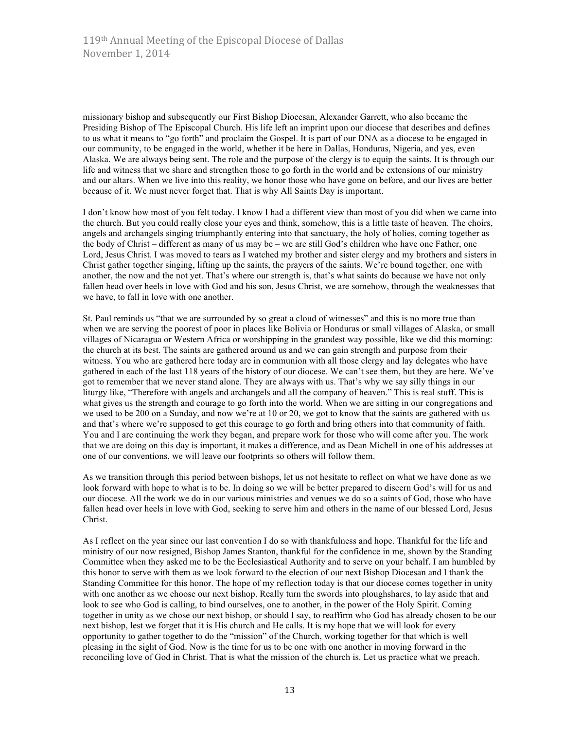missionary bishop and subsequently our First Bishop Diocesan, Alexander Garrett, who also became the Presiding Bishop of The Episcopal Church. His life left an imprint upon our diocese that describes and defines to us what it means to "go forth" and proclaim the Gospel. It is part of our DNA as a diocese to be engaged in our community, to be engaged in the world, whether it be here in Dallas, Honduras, Nigeria, and yes, even Alaska. We are always being sent. The role and the purpose of the clergy is to equip the saints. It is through our life and witness that we share and strengthen those to go forth in the world and be extensions of our ministry and our altars. When we live into this reality, we honor those who have gone on before, and our lives are better because of it. We must never forget that. That is why All Saints Day is important.

I don't know how most of you felt today. I know I had a different view than most of you did when we came into the church. But you could really close your eyes and think, somehow, this is a little taste of heaven. The choirs, angels and archangels singing triumphantly entering into that sanctuary, the holy of holies, coming together as the body of Christ – different as many of us may be – we are still God's children who have one Father, one Lord, Jesus Christ. I was moved to tears as I watched my brother and sister clergy and my brothers and sisters in Christ gather together singing, lifting up the saints, the prayers of the saints. We're bound together, one with another, the now and the not yet. That's where our strength is, that's what saints do because we have not only fallen head over heels in love with God and his son, Jesus Christ, we are somehow, through the weaknesses that we have, to fall in love with one another.

St. Paul reminds us "that we are surrounded by so great a cloud of witnesses" and this is no more true than when we are serving the poorest of poor in places like Bolivia or Honduras or small villages of Alaska, or small villages of Nicaragua or Western Africa or worshipping in the grandest way possible, like we did this morning: the church at its best. The saints are gathered around us and we can gain strength and purpose from their witness. You who are gathered here today are in communion with all those clergy and lay delegates who have gathered in each of the last 118 years of the history of our diocese. We can't see them, but they are here. We've got to remember that we never stand alone. They are always with us. That's why we say silly things in our liturgy like, "Therefore with angels and archangels and all the company of heaven." This is real stuff. This is what gives us the strength and courage to go forth into the world. When we are sitting in our congregations and we used to be 200 on a Sunday, and now we're at 10 or 20, we got to know that the saints are gathered with us and that's where we're supposed to get this courage to go forth and bring others into that community of faith. You and I are continuing the work they began, and prepare work for those who will come after you. The work that we are doing on this day is important, it makes a difference, and as Dean Michell in one of his addresses at one of our conventions, we will leave our footprints so others will follow them.

As we transition through this period between bishops, let us not hesitate to reflect on what we have done as we look forward with hope to what is to be. In doing so we will be better prepared to discern God's will for us and our diocese. All the work we do in our various ministries and venues we do so a saints of God, those who have fallen head over heels in love with God, seeking to serve him and others in the name of our blessed Lord, Jesus Christ.

As I reflect on the year since our last convention I do so with thankfulness and hope. Thankful for the life and ministry of our now resigned, Bishop James Stanton, thankful for the confidence in me, shown by the Standing Committee when they asked me to be the Ecclesiastical Authority and to serve on your behalf. I am humbled by this honor to serve with them as we look forward to the election of our next Bishop Diocesan and I thank the Standing Committee for this honor. The hope of my reflection today is that our diocese comes together in unity with one another as we choose our next bishop. Really turn the swords into ploughshares, to lay aside that and look to see who God is calling, to bind ourselves, one to another, in the power of the Holy Spirit. Coming together in unity as we chose our next bishop, or should I say, to reaffirm who God has already chosen to be our next bishop, lest we forget that it is His church and He calls. It is my hope that we will look for every opportunity to gather together to do the "mission" of the Church, working together for that which is well pleasing in the sight of God. Now is the time for us to be one with one another in moving forward in the reconciling love of God in Christ. That is what the mission of the church is. Let us practice what we preach.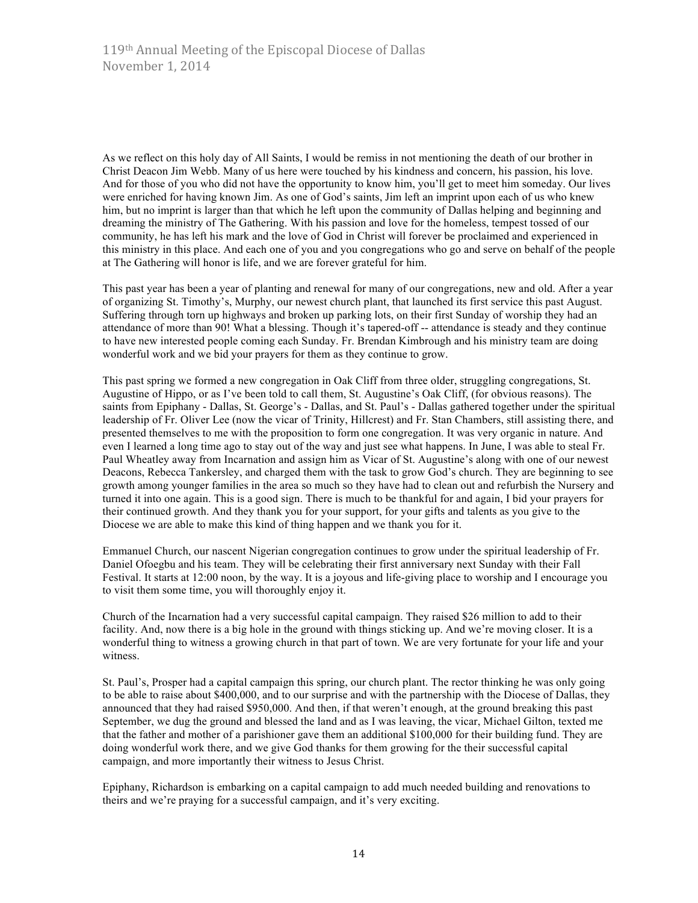As we reflect on this holy day of All Saints, I would be remiss in not mentioning the death of our brother in Christ Deacon Jim Webb. Many of us here were touched by his kindness and concern, his passion, his love. And for those of you who did not have the opportunity to know him, you'll get to meet him someday. Our lives were enriched for having known Jim. As one of God's saints, Jim left an imprint upon each of us who knew him, but no imprint is larger than that which he left upon the community of Dallas helping and beginning and dreaming the ministry of The Gathering. With his passion and love for the homeless, tempest tossed of our community, he has left his mark and the love of God in Christ will forever be proclaimed and experienced in this ministry in this place. And each one of you and you congregations who go and serve on behalf of the people at The Gathering will honor is life, and we are forever grateful for him.

This past year has been a year of planting and renewal for many of our congregations, new and old. After a year of organizing St. Timothy's, Murphy, our newest church plant, that launched its first service this past August. Suffering through torn up highways and broken up parking lots, on their first Sunday of worship they had an attendance of more than 90! What a blessing. Though it's tapered-off -- attendance is steady and they continue to have new interested people coming each Sunday. Fr. Brendan Kimbrough and his ministry team are doing wonderful work and we bid your prayers for them as they continue to grow.

This past spring we formed a new congregation in Oak Cliff from three older, struggling congregations, St. Augustine of Hippo, or as I've been told to call them, St. Augustine's Oak Cliff, (for obvious reasons). The saints from Epiphany - Dallas, St. George's - Dallas, and St. Paul's - Dallas gathered together under the spiritual leadership of Fr. Oliver Lee (now the vicar of Trinity, Hillcrest) and Fr. Stan Chambers, still assisting there, and presented themselves to me with the proposition to form one congregation. It was very organic in nature. And even I learned a long time ago to stay out of the way and just see what happens. In June, I was able to steal Fr. Paul Wheatley away from Incarnation and assign him as Vicar of St. Augustine's along with one of our newest Deacons, Rebecca Tankersley, and charged them with the task to grow God's church. They are beginning to see growth among younger families in the area so much so they have had to clean out and refurbish the Nursery and turned it into one again. This is a good sign. There is much to be thankful for and again, I bid your prayers for their continued growth. And they thank you for your support, for your gifts and talents as you give to the Diocese we are able to make this kind of thing happen and we thank you for it.

Emmanuel Church, our nascent Nigerian congregation continues to grow under the spiritual leadership of Fr. Daniel Ofoegbu and his team. They will be celebrating their first anniversary next Sunday with their Fall Festival. It starts at 12:00 noon, by the way. It is a joyous and life-giving place to worship and I encourage you to visit them some time, you will thoroughly enjoy it.

Church of the Incarnation had a very successful capital campaign. They raised $26 million to add to their facility. And, now there is a big hole in the ground with things sticking up. And we're moving closer. It is a wonderful thing to witness a growing church in that part of town. We are very fortunate for your life and your witness.

St. Paul's, Prosper had a capital campaign this spring, our church plant. The rector thinking he was only going to be able to raise about $400,000, and to our surprise and with the partnership with the Diocese of Dallas, they announced that they had raised $950,000. And then, if that weren't enough, at the ground breaking this past September, we dug the ground and blessed the land and as I was leaving, the vicar, Michael Gilton, texted me that the father and mother of a parishioner gave them an additional $100,000 for their building fund. They are doing wonderful work there, and we give God thanks for them growing for the their successful capital campaign, and more importantly their witness to Jesus Christ.

Epiphany, Richardson is embarking on a capital campaign to add much needed building and renovations to theirs and we're praying for a successful campaign, and it's very exciting.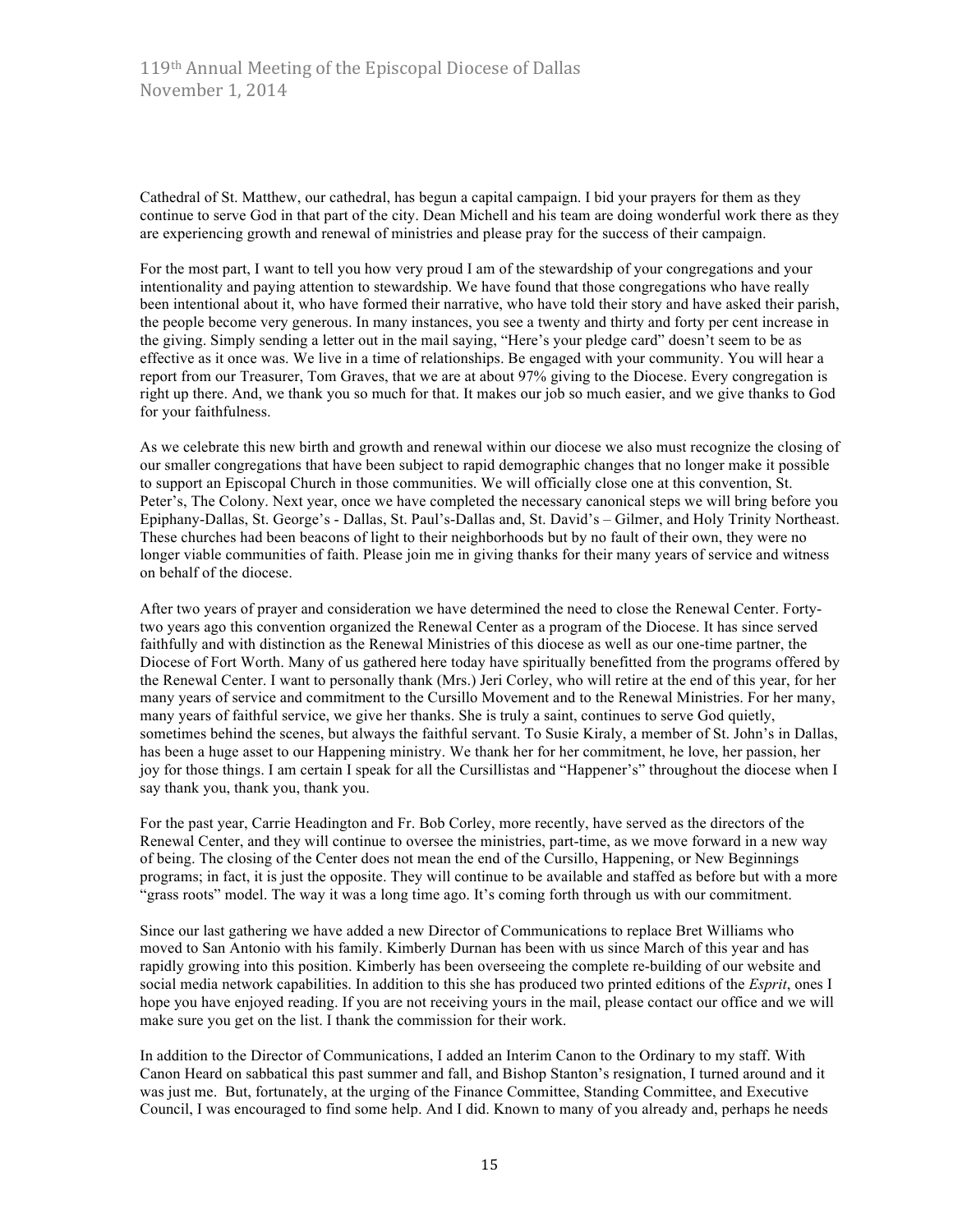Cathedral of St. Matthew, our cathedral, has begun a capital campaign. I bid your prayers for them as they continue to serve God in that part of the city. Dean Michell and his team are doing wonderful work there as they are experiencing growth and renewal of ministries and please pray for the success of their campaign.

For the most part, I want to tell you how very proud I am of the stewardship of your congregations and your intentionality and paying attention to stewardship. We have found that those congregations who have really been intentional about it, who have formed their narrative, who have told their story and have asked their parish, the people become very generous. In many instances, you see a twenty and thirty and forty per cent increase in the giving. Simply sending a letter out in the mail saying, "Here's your pledge card" doesn't seem to be as effective as it once was. We live in a time of relationships. Be engaged with your community. You will hear a report from our Treasurer, Tom Graves, that we are at about 97% giving to the Diocese. Every congregation is right up there. And, we thank you so much for that. It makes our job so much easier, and we give thanks to God for your faithfulness.

As we celebrate this new birth and growth and renewal within our diocese we also must recognize the closing of our smaller congregations that have been subject to rapid demographic changes that no longer make it possible to support an Episcopal Church in those communities. We will officially close one at this convention, St. Peter's, The Colony. Next year, once we have completed the necessary canonical steps we will bring before you Epiphany-Dallas, St. George's - Dallas, St. Paul's-Dallas and, St. David's – Gilmer, and Holy Trinity Northeast. These churches had been beacons of light to their neighborhoods but by no fault of their own, they were no longer viable communities of faith. Please join me in giving thanks for their many years of service and witness on behalf of the diocese.

After two years of prayer and consideration we have determined the need to close the Renewal Center. Forty-two years ago this convention organized the Renewal Center as a program of the Diocese. It has since served faithfully and with distinction as the Renewal Ministries of this diocese as well as our one-time partner, the Diocese of Fort Worth. Many of us gathered here today have spiritually benefitted from the programs offered by the Renewal Center. I want to personally thank (Mrs.) Jeri Corley, who will retire at the end of this year, for her many years of service and commitment to the Cursillo Movement and to the Renewal Ministries. For her many, many years of faithful service, we give her thanks. She is truly a saint, continues to serve God quietly, sometimes behind the scenes, but always the faithful servant. To Susie Kiraly, a member of St. John's in Dallas, has been a huge asset to our Happening ministry. We thank her for her commitment, he love, her passion, her joy for those things. I am certain I speak for all the Cursillistas and "Happener's" throughout the diocese when I say thank you, thank you, thank you.

For the past year, Carrie Headington and Fr. Bob Corley, more recently, have served as the directors of the Renewal Center, and they will continue to oversee the ministries, part-time, as we move forward in a new way of being. The closing of the Center does not mean the end of the Cursillo, Happening, or New Beginnings programs; in fact, it is just the opposite. They will continue to be available and staffed as before but with a more "grass roots" model. The way it was a long time ago. It's coming forth through us with our commitment.

Since our last gathering we have added a new Director of Communications to replace Bret Williams who moved to San Antonio with his family. Kimberly Durnan has been with us since March of this year and has rapidly growing into this position. Kimberly has been overseeing the complete re-building of our website and social media network capabilities. In addition to this she has produced two printed editions of the *Esprit*, ones I hope you have enjoyed reading. If you are not receiving yours in the mail, please contact our office and we will make sure you get on the list. I thank the commission for their work.

In addition to the Director of Communications, I added an Interim Canon to the Ordinary to my staff. With Canon Heard on sabbatical this past summer and fall, and Bishop Stanton's resignation, I turned around and it was just me. But, fortunately, at the urging of the Finance Committee, Standing Committee, and Executive Council, I was encouraged to find some help. And I did. Known to many of you already and, perhaps he needs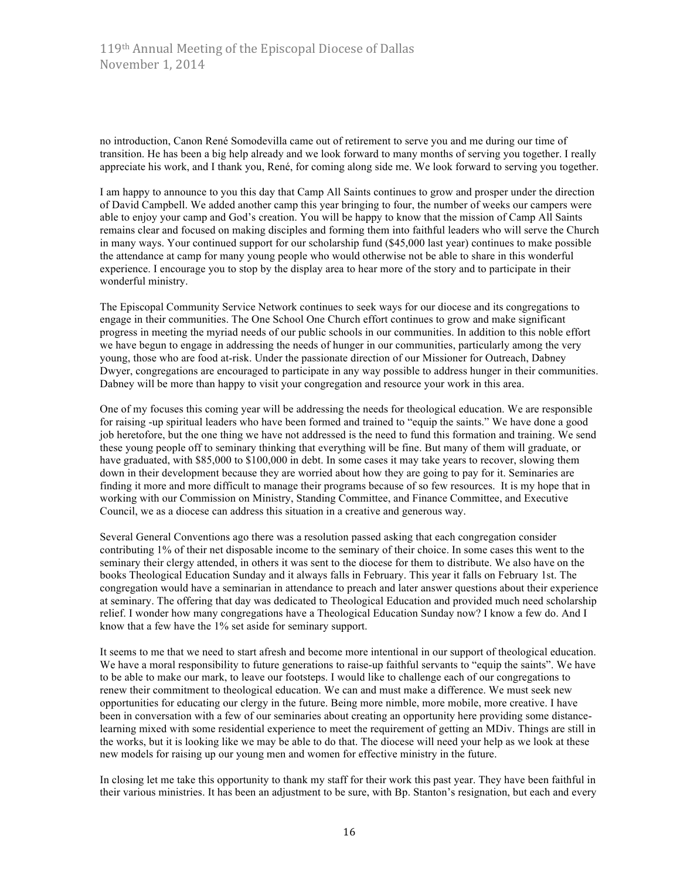no introduction, Canon René Somodevilla came out of retirement to serve you and me during our time of transition. He has been a big help already and we look forward to many months of serving you together. I really appreciate his work, and I thank you, René, for coming along side me. We look forward to serving you together.

I am happy to announce to you this day that Camp All Saints continues to grow and prosper under the direction of David Campbell. We added another camp this year bringing to four, the number of weeks our campers were able to enjoy your camp and God's creation. You will be happy to know that the mission of Camp All Saints remains clear and focused on making disciples and forming them into faithful leaders who will serve the Church in many ways. Your continued support for our scholarship fund ($45,000 last year) continues to make possible the attendance at camp for many young people who would otherwise not be able to share in this wonderful experience. I encourage you to stop by the display area to hear more of the story and to participate in their wonderful ministry.

The Episcopal Community Service Network continues to seek ways for our diocese and its congregations to engage in their communities. The One School One Church effort continues to grow and make significant progress in meeting the myriad needs of our public schools in our communities. In addition to this noble effort we have begun to engage in addressing the needs of hunger in our communities, particularly among the very young, those who are food at-risk. Under the passionate direction of our Missioner for Outreach, Dabney Dwyer, congregations are encouraged to participate in any way possible to address hunger in their communities. Dabney will be more than happy to visit your congregation and resource your work in this area.

One of my focuses this coming year will be addressing the needs for theological education. We are responsible for raising -up spiritual leaders who have been formed and trained to "equip the saints." We have done a good job heretofore, but the one thing we have not addressed is the need to fund this formation and training. We send these young people off to seminary thinking that everything will be fine. But many of them will graduate, or have graduated, with $85,000 to $100,000 in debt. In some cases it may take years to recover, slowing them down in their development because they are worried about how they are going to pay for it. Seminaries are finding it more and more difficult to manage their programs because of so few resources. It is my hope that in working with our Commission on Ministry, Standing Committee, and Finance Committee, and Executive Council, we as a diocese can address this situation in a creative and generous way.

Several General Conventions ago there was a resolution passed asking that each congregation consider contributing 1% of their net disposable income to the seminary of their choice. In some cases this went to the seminary their clergy attended, in others it was sent to the diocese for them to distribute. We also have on the books Theological Education Sunday and it always falls in February. This year it falls on February 1st. The congregation would have a seminarian in attendance to preach and later answer questions about their experience at seminary. The offering that day was dedicated to Theological Education and provided much need scholarship relief. I wonder how many congregations have a Theological Education Sunday now? I know a few do. And I know that a few have the 1% set aside for seminary support.

It seems to me that we need to start afresh and become more intentional in our support of theological education. We have a moral responsibility to future generations to raise-up faithful servants to "equip the saints". We have to be able to make our mark, to leave our footsteps. I would like to challenge each of our congregations to renew their commitment to theological education. We can and must make a difference. We must seek new opportunities for educating our clergy in the future. Being more nimble, more mobile, more creative. I have been in conversation with a few of our seminaries about creating an opportunity here providing some distance-learning mixed with some residential experience to meet the requirement of getting an MDiv. Things are still in the works, but it is looking like we may be able to do that. The diocese will need your help as we look at these new models for raising up our young men and women for effective ministry in the future.

In closing let me take this opportunity to thank my staff for their work this past year. They have been faithful in their various ministries. It has been an adjustment to be sure, with Bp. Stanton's resignation, but each and every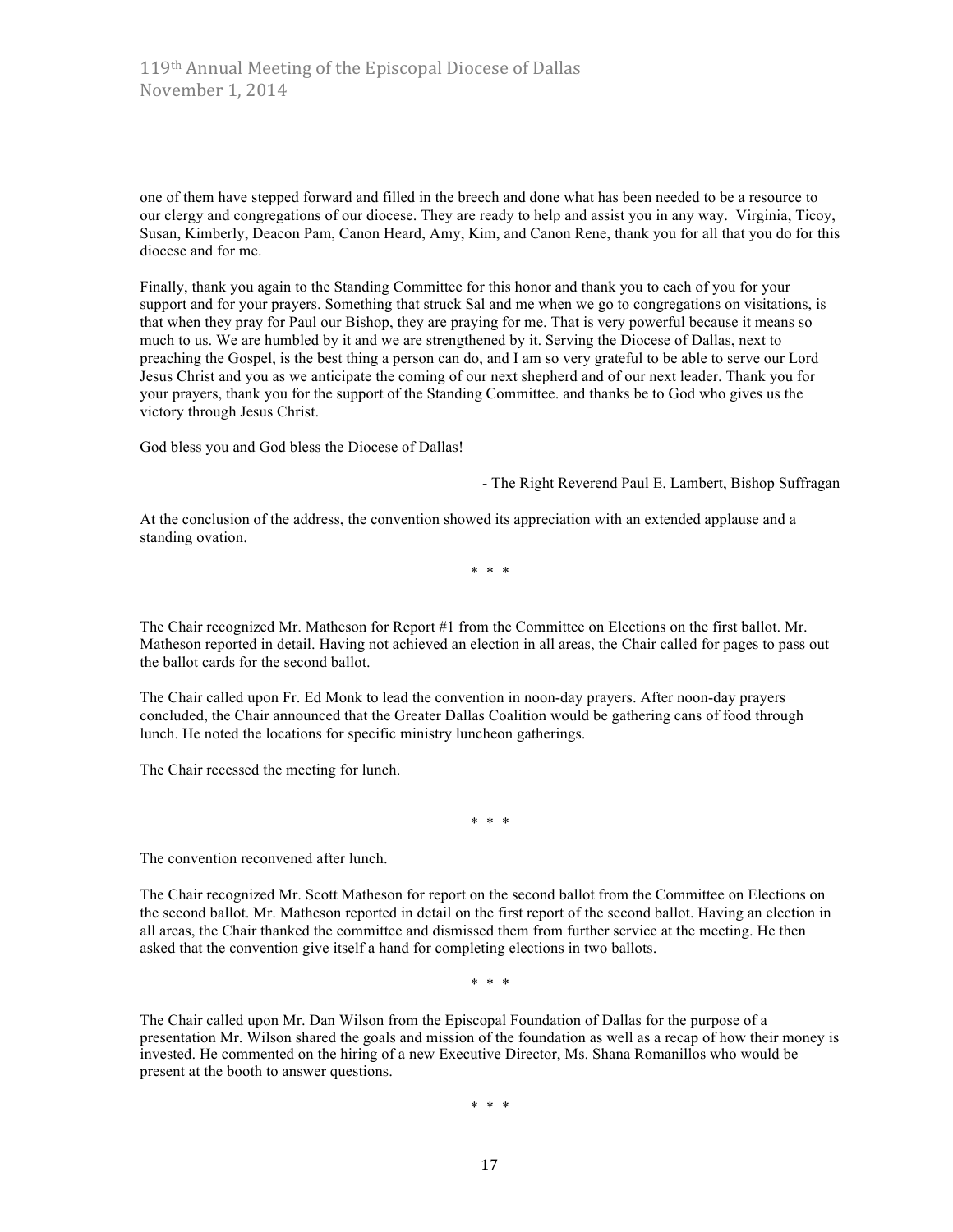one of them have stepped forward and filled in the breech and done what has been needed to be a resource to our clergy and congregations of our diocese. They are ready to help and assist you in any way.  Virginia, Ticoy, Susan, Kimberly, Deacon Pam, Canon Heard, Amy, Kim, and Canon Rene, thank you for all that you do for this diocese and for me.

Finally, thank you again to the Standing Committee for this honor and thank you to each of you for your support and for your prayers. Something that struck Sal and me when we go to congregations on visitations, is that when they pray for Paul our Bishop, they are praying for me. That is very powerful because it means so much to us. We are humbled by it and we are strengthened by it. Serving the Diocese of Dallas, next to preaching the Gospel, is the best thing a person can do, and I am so very grateful to be able to serve our Lord Jesus Christ and you as we anticipate the coming of our next shepherd and of our next leader. Thank you for your prayers, thank you for the support of the Standing Committee. and thanks be to God who gives us the victory through Jesus Christ.

God bless you and God bless the Diocese of Dallas!

- The Right Reverend Paul E. Lambert, Bishop Suffragan

At the conclusion of the address, the convention showed its appreciation with an extended applause and a standing ovation.

\* \* \*

The Chair recognized Mr. Matheson for Report #1 from the Committee on Elections on the first ballot. Mr. Matheson reported in detail. Having not achieved an election in all areas, the Chair called for pages to pass out the ballot cards for the second ballot.

The Chair called upon Fr. Ed Monk to lead the convention in noon-day prayers. After noon-day prayers concluded, the Chair announced that the Greater Dallas Coalition would be gathering cans of food through lunch. He noted the locations for specific ministry luncheon gatherings.

The Chair recessed the meeting for lunch.

\* \* \*

The convention reconvened after lunch.

The Chair recognized Mr. Scott Matheson for report on the second ballot from the Committee on Elections on the second ballot. Mr. Matheson reported in detail on the first report of the second ballot. Having an election in all areas, the Chair thanked the committee and dismissed them from further service at the meeting. He then asked that the convention give itself a hand for completing elections in two ballots.

\* \* \*

The Chair called upon Mr. Dan Wilson from the Episcopal Foundation of Dallas for the purpose of a presentation Mr. Wilson shared the goals and mission of the foundation as well as a recap of how their money is invested. He commented on the hiring of a new Executive Director, Ms. Shana Romanillos who would be present at the booth to answer questions.

\* \* \*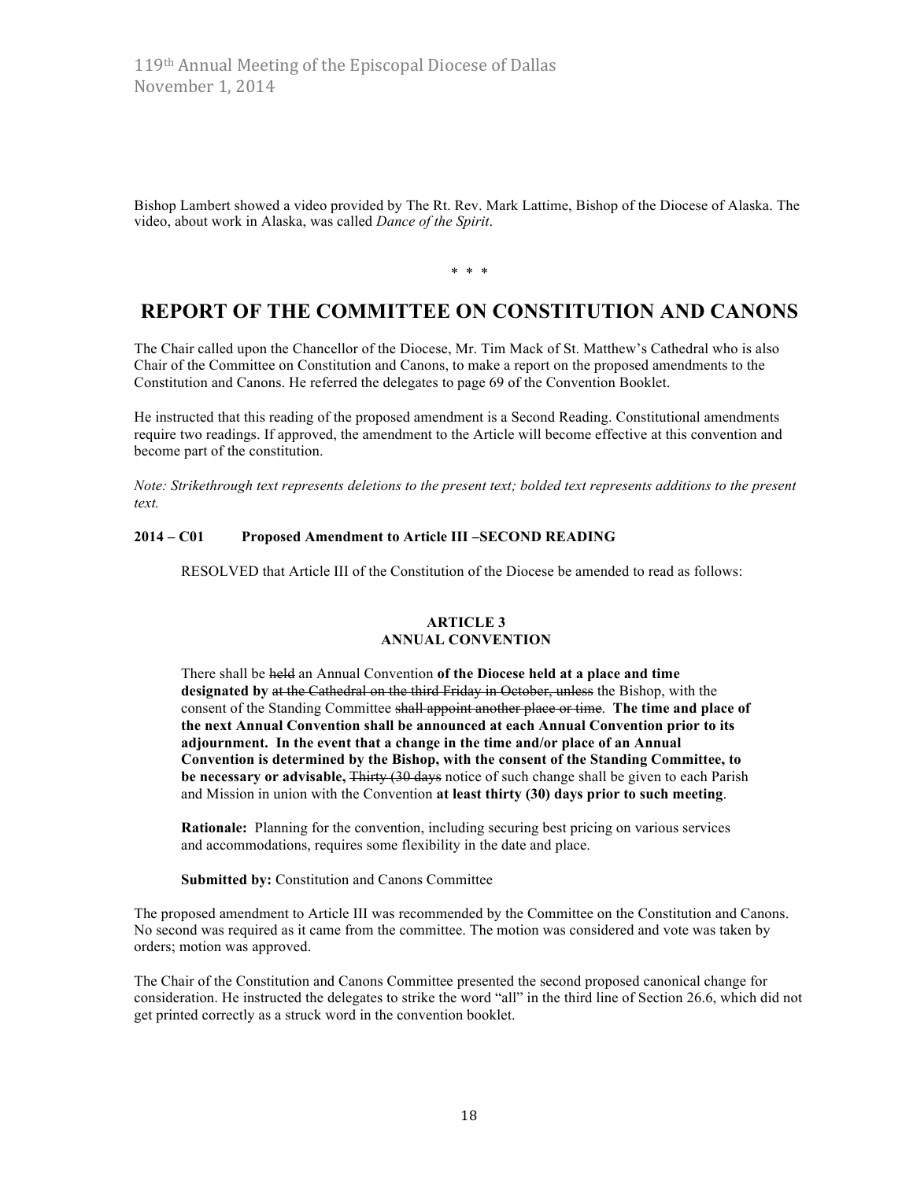Bishop Lambert showed a video provided by The Rt. Rev. Mark Lattime, Bishop of the Diocese of Alaska. The video, about work in Alaska, was called *Dance of the Spirit*.

\* \* \*

# REPORT OF THE COMMITTEE ON CONSTITUTION AND CANONS

The Chair called upon the Chancellor of the Diocese, Mr. Tim Mack of St. Matthew's Cathedral who is also Chair of the Committee on Constitution and Canons, to make a report on the proposed amendments to the Constitution and Canons. He referred the delegates to page 69 of the Convention Booklet.

He instructed that this reading of the proposed amendment is a Second Reading. Constitutional amendments require two readings. If approved, the amendment to the Article will become effective at this convention and become part of the constitution.

*Note: Strikethrough text represents deletions to the present text; bolded text represents additions to the present text.*

**2014 – C01 Proposed Amendment to Article III –SECOND READING**

RESOLVED that Article III of the Constitution of the Diocese be amended to read as follows:

**ARTICLE 3**
**ANNUAL CONVENTION**

There shall be ~~held~~ an Annual Convention **of the Diocese held at a place and time designated by** ~~at the Cathedral on the third Friday in October, unless~~ the Bishop, with the consent of the Standing Committee ~~shall appoint another place or time~~. **The time and place of the next Annual Convention shall be announced at each Annual Convention prior to its adjournment. In the event that a change in the time and/or place of an Annual Convention is determined by the Bishop, with the consent of the Standing Committee, to be necessary or advisable,** ~~Thirty (30 days~~ notice of such change shall be given to each Parish and Mission in union with the Convention **at least thirty (30) days prior to such meeting**.

**Rationale:** Planning for the convention, including securing best pricing on various services and accommodations, requires some flexibility in the date and place.

**Submitted by:** Constitution and Canons Committee

The proposed amendment to Article III was recommended by the Committee on the Constitution and Canons. No second was required as it came from the committee. The motion was considered and vote was taken by orders; motion was approved.

The Chair of the Constitution and Canons Committee presented the second proposed canonical change for consideration. He instructed the delegates to strike the word "all" in the third line of Section 26.6, which did not get printed correctly as a struck word in the convention booklet.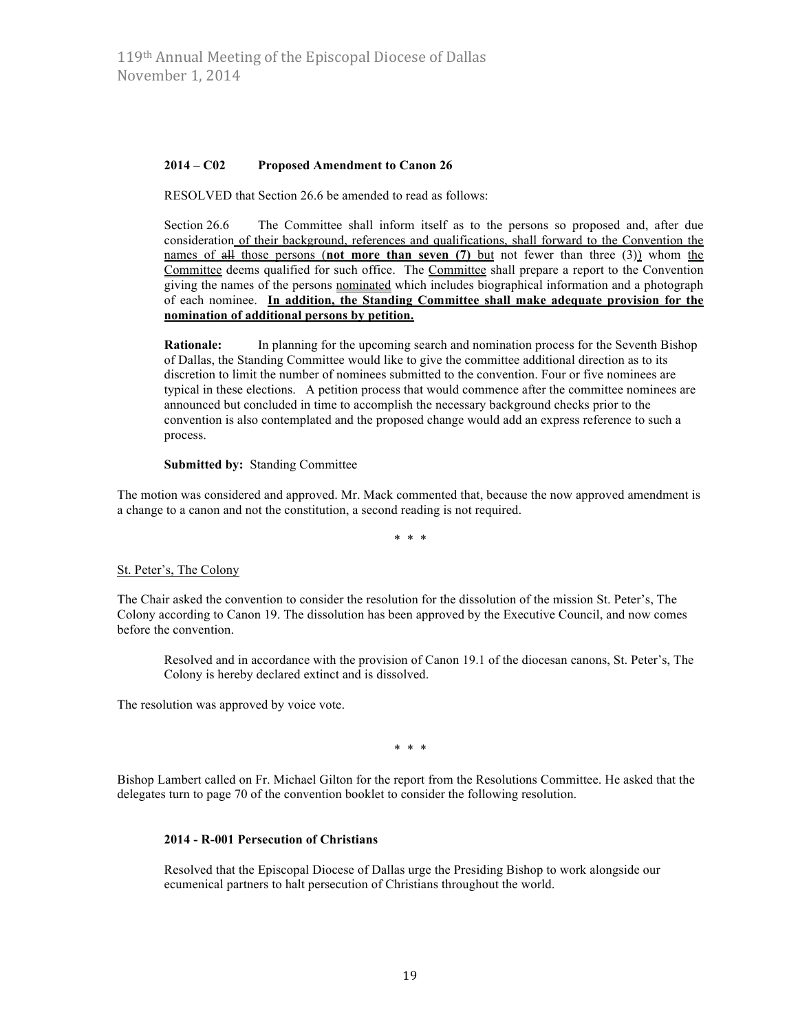**2014 – C02 Proposed Amendment to Canon 26**

RESOLVED that Section 26.6 be amended to read as follows:

Section 26.6 The Committee shall inform itself as to the persons so proposed and, after due consideration of their background, references and qualifications, shall forward to the Convention the names of ~~all~~ those persons (**not more than seven (7)** but not fewer than three (3)) whom the Committee deems qualified for such office. The Committee shall prepare a report to the Convention giving the names of the persons nominated which includes biographical information and a photograph of each nominee. **In addition, the Standing Committee shall make adequate provision for the nomination of additional persons by petition.**

**Rationale:** In planning for the upcoming search and nomination process for the Seventh Bishop of Dallas, the Standing Committee would like to give the committee additional direction as to its discretion to limit the number of nominees submitted to the convention. Four or five nominees are typical in these elections. A petition process that would commence after the committee nominees are announced but concluded in time to accomplish the necessary background checks prior to the convention is also contemplated and the proposed change would add an express reference to such a process.

**Submitted by:** Standing Committee

The motion was considered and approved. Mr. Mack commented that, because the now approved amendment is a change to a canon and not the constitution, a second reading is not required.

\* \* \*

St. Peter's, The Colony

The Chair asked the convention to consider the resolution for the dissolution of the mission St. Peter's, The Colony according to Canon 19. The dissolution has been approved by the Executive Council, and now comes before the convention.

> Resolved and in accordance with the provision of Canon 19.1 of the diocesan canons, St. Peter's, The Colony is hereby declared extinct and is dissolved.

The resolution was approved by voice vote.

\* \* \*

Bishop Lambert called on Fr. Michael Gilton for the report from the Resolutions Committee. He asked that the delegates turn to page 70 of the convention booklet to consider the following resolution.

**2014 - R-001 Persecution of Christians**

Resolved that the Episcopal Diocese of Dallas urge the Presiding Bishop to work alongside our ecumenical partners to halt persecution of Christians throughout the world.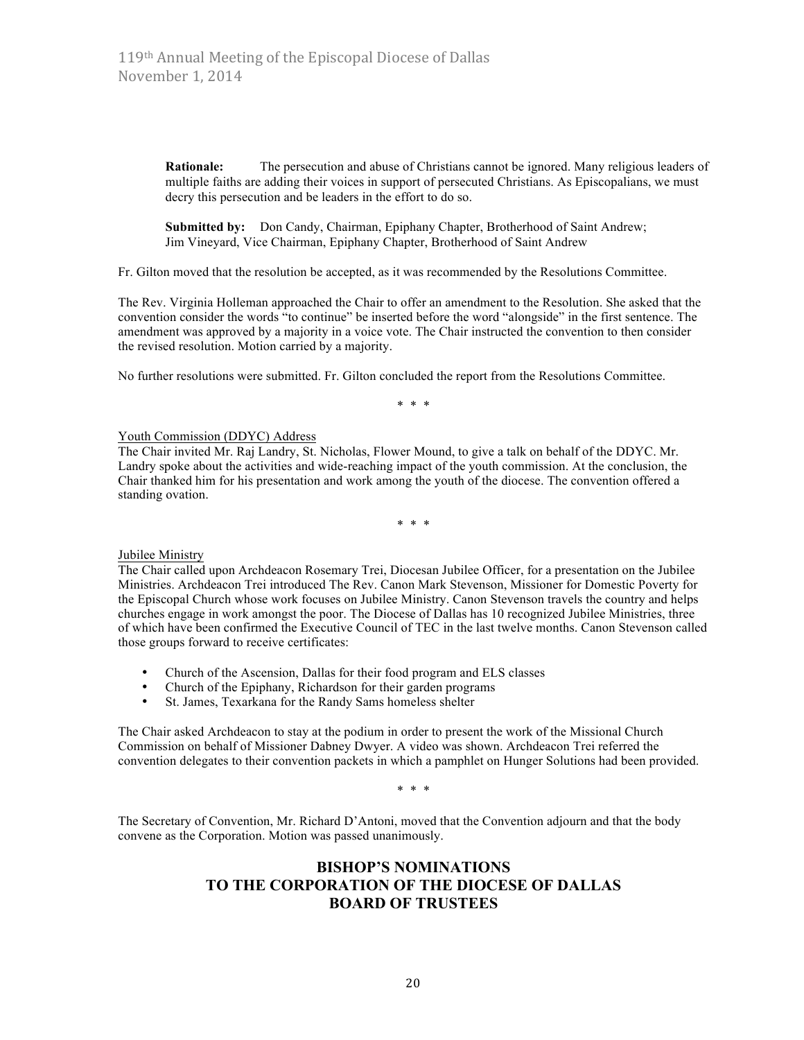**Rationale:** The persecution and abuse of Christians cannot be ignored. Many religious leaders of multiple faiths are adding their voices in support of persecuted Christians. As Episcopalians, we must decry this persecution and be leaders in the effort to do so.

**Submitted by:** Don Candy, Chairman, Epiphany Chapter, Brotherhood of Saint Andrew; Jim Vineyard, Vice Chairman, Epiphany Chapter, Brotherhood of Saint Andrew

Fr. Gilton moved that the resolution be accepted, as it was recommended by the Resolutions Committee.

The Rev. Virginia Holleman approached the Chair to offer an amendment to the Resolution. She asked that the convention consider the words "to continue" be inserted before the word "alongside" in the first sentence. The amendment was approved by a majority in a voice vote. The Chair instructed the convention to then consider the revised resolution. Motion carried by a majority.

No further resolutions were submitted. Fr. Gilton concluded the report from the Resolutions Committee.

\* \* \*

Youth Commission (DDYC) Address

The Chair invited Mr. Raj Landry, St. Nicholas, Flower Mound, to give a talk on behalf of the DDYC. Mr. Landry spoke about the activities and wide-reaching impact of the youth commission. At the conclusion, the Chair thanked him for his presentation and work among the youth of the diocese. The convention offered a standing ovation.

\* \* \*

Jubilee Ministry

The Chair called upon Archdeacon Rosemary Trei, Diocesan Jubilee Officer, for a presentation on the Jubilee Ministries. Archdeacon Trei introduced The Rev. Canon Mark Stevenson, Missioner for Domestic Poverty for the Episcopal Church whose work focuses on Jubilee Ministry. Canon Stevenson travels the country and helps churches engage in work amongst the poor. The Diocese of Dallas has 10 recognized Jubilee Ministries, three of which have been confirmed the Executive Council of TEC in the last twelve months. Canon Stevenson called those groups forward to receive certificates:

- Church of the Ascension, Dallas for their food program and ELS classes
- Church of the Epiphany, Richardson for their garden programs
- St. James, Texarkana for the Randy Sams homeless shelter

The Chair asked Archdeacon to stay at the podium in order to present the work of the Missional Church Commission on behalf of Missioner Dabney Dwyer. A video was shown. Archdeacon Trei referred the convention delegates to their convention packets in which a pamphlet on Hunger Solutions had been provided.

\* \* \*

The Secretary of Convention, Mr. Richard D'Antoni, moved that the Convention adjourn and that the body convene as the Corporation. Motion was passed unanimously.

## BISHOP'S NOMINATIONS TO THE CORPORATION OF THE DIOCESE OF DALLAS BOARD OF TRUSTEES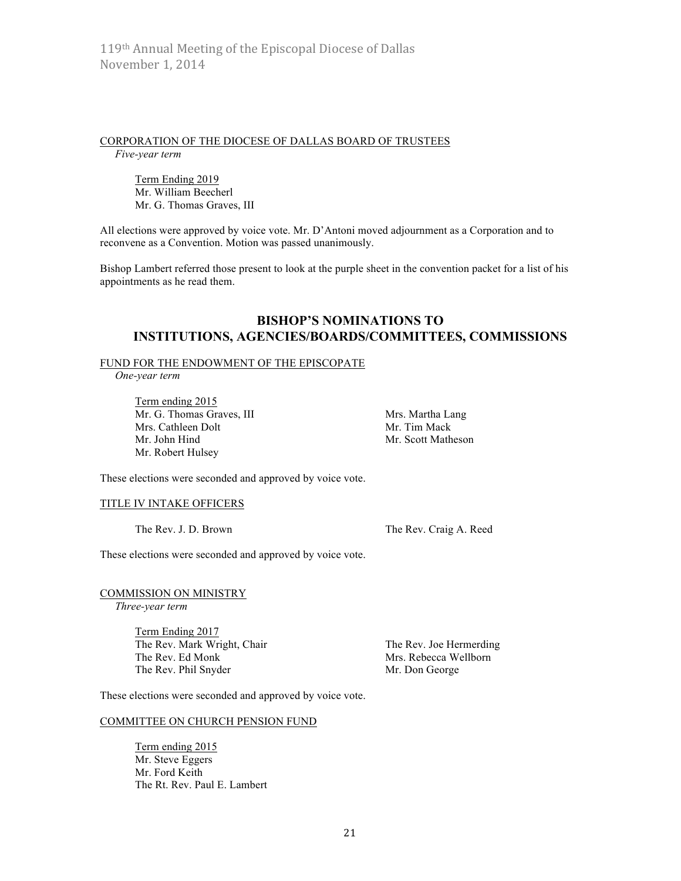CORPORATION OF THE DIOCESE OF DALLAS BOARD OF TRUSTEES

*Five-year term*

Term Ending 2019

Mr. William Beecherl

Mr. G. Thomas Graves, III

All elections were approved by voice vote. Mr. D'Antoni moved adjournment as a Corporation and to reconvene as a Convention. Motion was passed unanimously.

Bishop Lambert referred those present to look at the purple sheet in the convention packet for a list of his appointments as he read them.

## BISHOP'S NOMINATIONS TO INSTITUTIONS, AGENCIES/BOARDS/COMMITTEES, COMMISSIONS

FUND FOR THE ENDOWMENT OF THE EPISCOPATE

*One-year term*

Term ending 2015

Mr. G. Thomas Graves, III

Mrs. Cathleen Dolt

Mr. John Hind

Mr. Robert Hulsey

Mrs. Martha Lang

Mr. Tim Mack

Mr. Scott Matheson

These elections were seconded and approved by voice vote.

TITLE IV INTAKE OFFICERS

The Rev. J. D. Brown

The Rev. Craig A. Reed

These elections were seconded and approved by voice vote.

COMMISSION ON MINISTRY

*Three-year term*

Term Ending 2017

The Rev. Mark Wright, Chair

The Rev. Ed Monk

The Rev. Phil Snyder

The Rev. Joe Hermerding

Mrs. Rebecca Wellborn

Mr. Don George

These elections were seconded and approved by voice vote.

COMMITTEE ON CHURCH PENSION FUND

Term ending 2015

Mr. Steve Eggers

Mr. Ford Keith

The Rt. Rev. Paul E. Lambert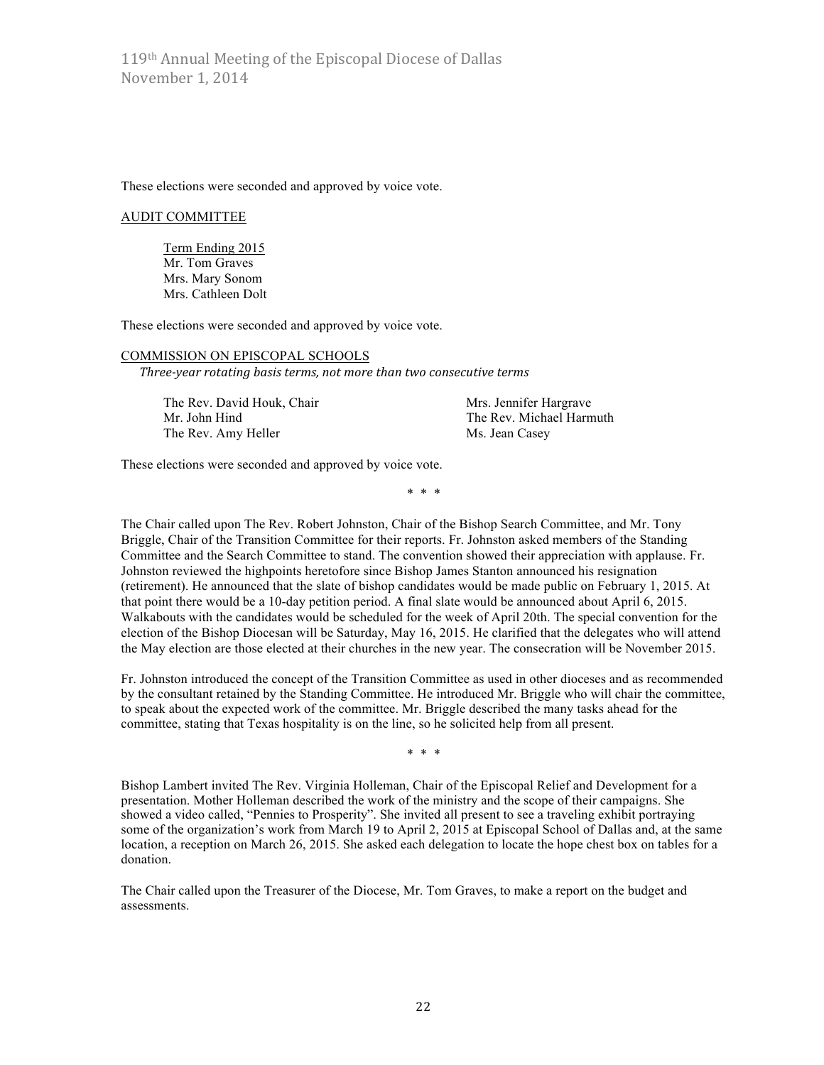These elections were seconded and approved by voice vote.

AUDIT COMMITTEE

Term Ending 2015
Mr. Tom Graves
Mrs. Mary Sonom
Mrs. Cathleen Dolt

These elections were seconded and approved by voice vote.

COMMISSION ON EPISCOPAL SCHOOLS
*Three-year rotating basis terms, not more than two consecutive terms*

The Rev. David Houk, Chair
Mr. John Hind
The Rev. Amy Heller
Mrs. Jennifer Hargrave
The Rev. Michael Harmuth
Ms. Jean Casey

These elections were seconded and approved by voice vote.

\* \* \*

The Chair called upon The Rev. Robert Johnston, Chair of the Bishop Search Committee, and Mr. Tony Briggle, Chair of the Transition Committee for their reports. Fr. Johnston asked members of the Standing Committee and the Search Committee to stand. The convention showed their appreciation with applause. Fr. Johnston reviewed the highpoints heretofore since Bishop James Stanton announced his resignation (retirement). He announced that the slate of bishop candidates would be made public on February 1, 2015. At that point there would be a 10-day petition period. A final slate would be announced about April 6, 2015. Walkabouts with the candidates would be scheduled for the week of April 20th. The special convention for the election of the Bishop Diocesan will be Saturday, May 16, 2015. He clarified that the delegates who will attend the May election are those elected at their churches in the new year. The consecration will be November 2015.

Fr. Johnston introduced the concept of the Transition Committee as used in other dioceses and as recommended by the consultant retained by the Standing Committee. He introduced Mr. Briggle who will chair the committee, to speak about the expected work of the committee. Mr. Briggle described the many tasks ahead for the committee, stating that Texas hospitality is on the line, so he solicited help from all present.

\* \* \*

Bishop Lambert invited The Rev. Virginia Holleman, Chair of the Episcopal Relief and Development for a presentation. Mother Holleman described the work of the ministry and the scope of their campaigns. She showed a video called, "Pennies to Prosperity". She invited all present to see a traveling exhibit portraying some of the organization's work from March 19 to April 2, 2015 at Episcopal School of Dallas and, at the same location, a reception on March 26, 2015. She asked each delegation to locate the hope chest box on tables for a donation.

The Chair called upon the Treasurer of the Diocese, Mr. Tom Graves, to make a report on the budget and assessments.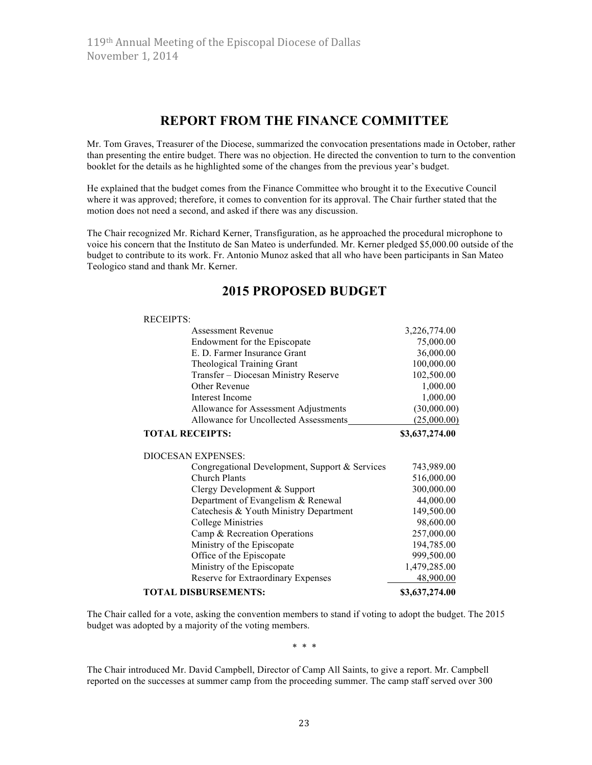## REPORT FROM THE FINANCE COMMITTEE

Mr. Tom Graves, Treasurer of the Diocese, summarized the convocation presentations made in October, rather than presenting the entire budget. There was no objection. He directed the convention to turn to the convention booklet for the details as he highlighted some of the changes from the previous year's budget.

He explained that the budget comes from the Finance Committee who brought it to the Executive Council where it was approved; therefore, it comes to convention for its approval. The Chair further stated that the motion does not need a second, and asked if there was any discussion.

The Chair recognized Mr. Richard Kerner, Transfiguration, as he approached the procedural microphone to voice his concern that the Instituto de San Mateo is underfunded. Mr. Kerner pledged $5,000.00 outside of the budget to contribute to its work. Fr. Antonio Munoz asked that all who have been participants in San Mateo Teologico stand and thank Mr. Kerner.

## 2015 PROPOSED BUDGET

| | |
|---|---|
| RECEIPTS: | |
| Assessment Revenue | 3,226,774.00 |
| Endowment for the Episcopate | 75,000.00 |
| E. D. Farmer Insurance Grant | 36,000.00 |
| Theological Training Grant | 100,000.00 |
| Transfer – Diocesan Ministry Reserve | 102,500.00 |
| Other Revenue | 1,000.00 |
| Interest Income | 1,000.00 |
| Allowance for Assessment Adjustments | (30,000.00) |
| Allowance for Uncollected Assessments | (25,000.00) |
| **TOTAL RECEIPTS:** | **$3,637,274.00** |
| DIOCESAN EXPENSES: | |
| Congregational Development, Support & Services | 743,989.00 |
| Church Plants | 516,000.00 |
| Clergy Development & Support | 300,000.00 |
| Department of Evangelism & Renewal | 44,000.00 |
| Catechesis & Youth Ministry Department | 149,500.00 |
| College Ministries | 98,600.00 |
| Camp & Recreation Operations | 257,000.00 |
| Ministry of the Episcopate | 194,785.00 |
| Office of the Episcopate | 999,500.00 |
| Ministry of the Episcopate | 1,479,285.00 |
| Reserve for Extraordinary Expenses | 48,900.00 |
| **TOTAL DISBURSEMENTS:** | **$3,637,274.00** |

The Chair called for a vote, asking the convention members to stand if voting to adopt the budget. The 2015 budget was adopted by a majority of the voting members.

\* \* \*

The Chair introduced Mr. David Campbell, Director of Camp All Saints, to give a report. Mr. Campbell reported on the successes at summer camp from the proceeding summer. The camp staff served over 300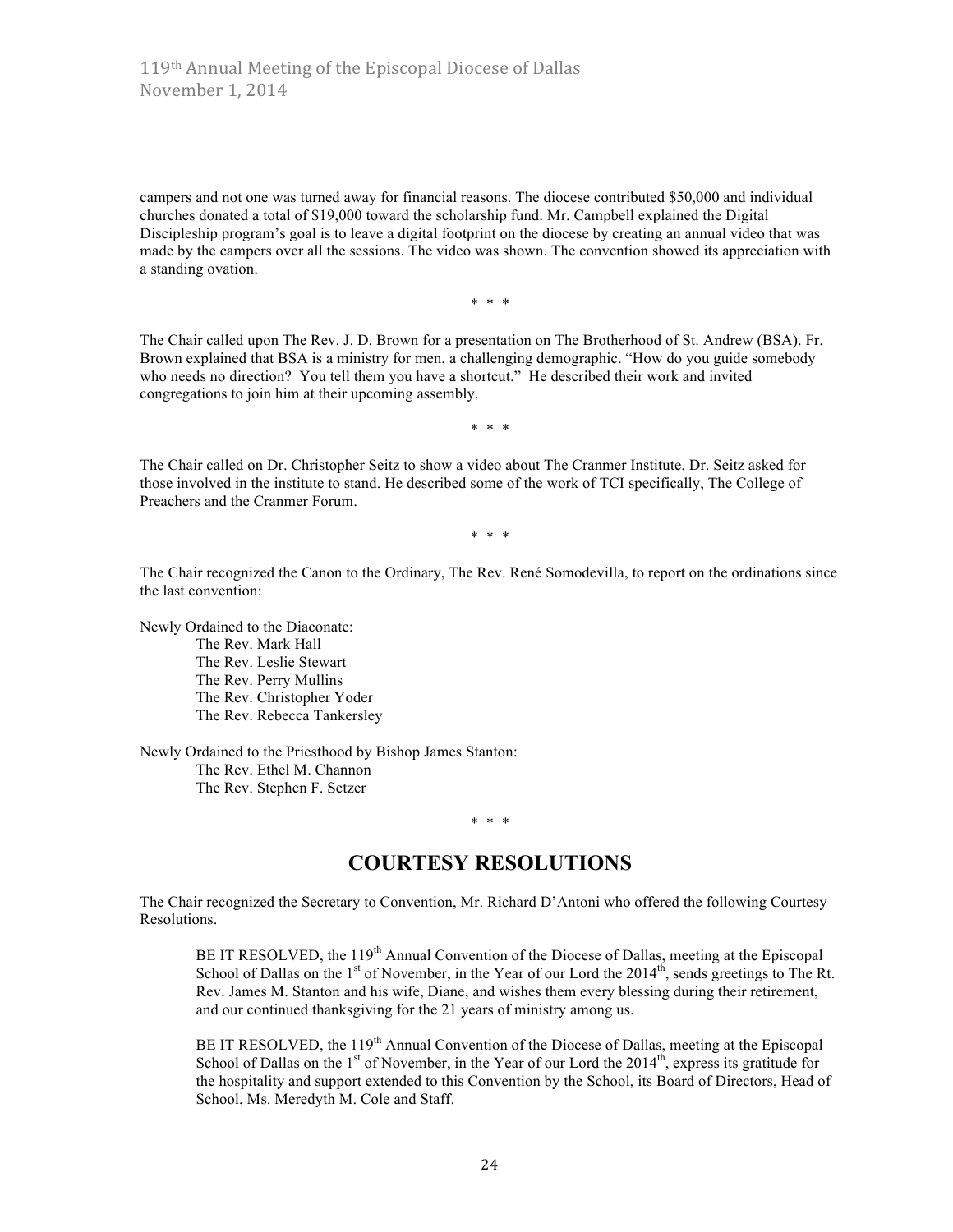campers and not one was turned away for financial reasons. The diocese contributed $50,000 and individual churches donated a total of $19,000 toward the scholarship fund. Mr. Campbell explained the Digital Discipleship program's goal is to leave a digital footprint on the diocese by creating an annual video that was made by the campers over all the sessions. The video was shown. The convention showed its appreciation with a standing ovation.

\* \* \*

The Chair called upon The Rev. J. D. Brown for a presentation on The Brotherhood of St. Andrew (BSA). Fr. Brown explained that BSA is a ministry for men, a challenging demographic. "How do you guide somebody who needs no direction? You tell them you have a shortcut." He described their work and invited congregations to join him at their upcoming assembly.

\* \* \*

The Chair called on Dr. Christopher Seitz to show a video about The Cranmer Institute. Dr. Seitz asked for those involved in the institute to stand. He described some of the work of TCI specifically, The College of Preachers and the Cranmer Forum.

\* \* \*

The Chair recognized the Canon to the Ordinary, The Rev. René Somodevilla, to report on the ordinations since the last convention:

Newly Ordained to the Diaconate:

- The Rev. Mark Hall
- The Rev. Leslie Stewart
- The Rev. Perry Mullins
- The Rev. Christopher Yoder
- The Rev. Rebecca Tankersley

Newly Ordained to the Priesthood by Bishop James Stanton:

- The Rev. Ethel M. Channon
- The Rev. Stephen F. Setzer

\* \* \*

## COURTESY RESOLUTIONS

The Chair recognized the Secretary to Convention, Mr. Richard D'Antoni who offered the following Courtesy Resolutions.

> BE IT RESOLVED, the 119th Annual Convention of the Diocese of Dallas, meeting at the Episcopal School of Dallas on the 1st of November, in the Year of our Lord the 2014th, sends greetings to The Rt. Rev. James M. Stanton and his wife, Diane, and wishes them every blessing during their retirement, and our continued thanksgiving for the 21 years of ministry among us.

> BE IT RESOLVED, the 119th Annual Convention of the Diocese of Dallas, meeting at the Episcopal School of Dallas on the 1st of November, in the Year of our Lord the 2014th, express its gratitude for the hospitality and support extended to this Convention by the School, its Board of Directors, Head of School, Ms. Meredyth M. Cole and Staff.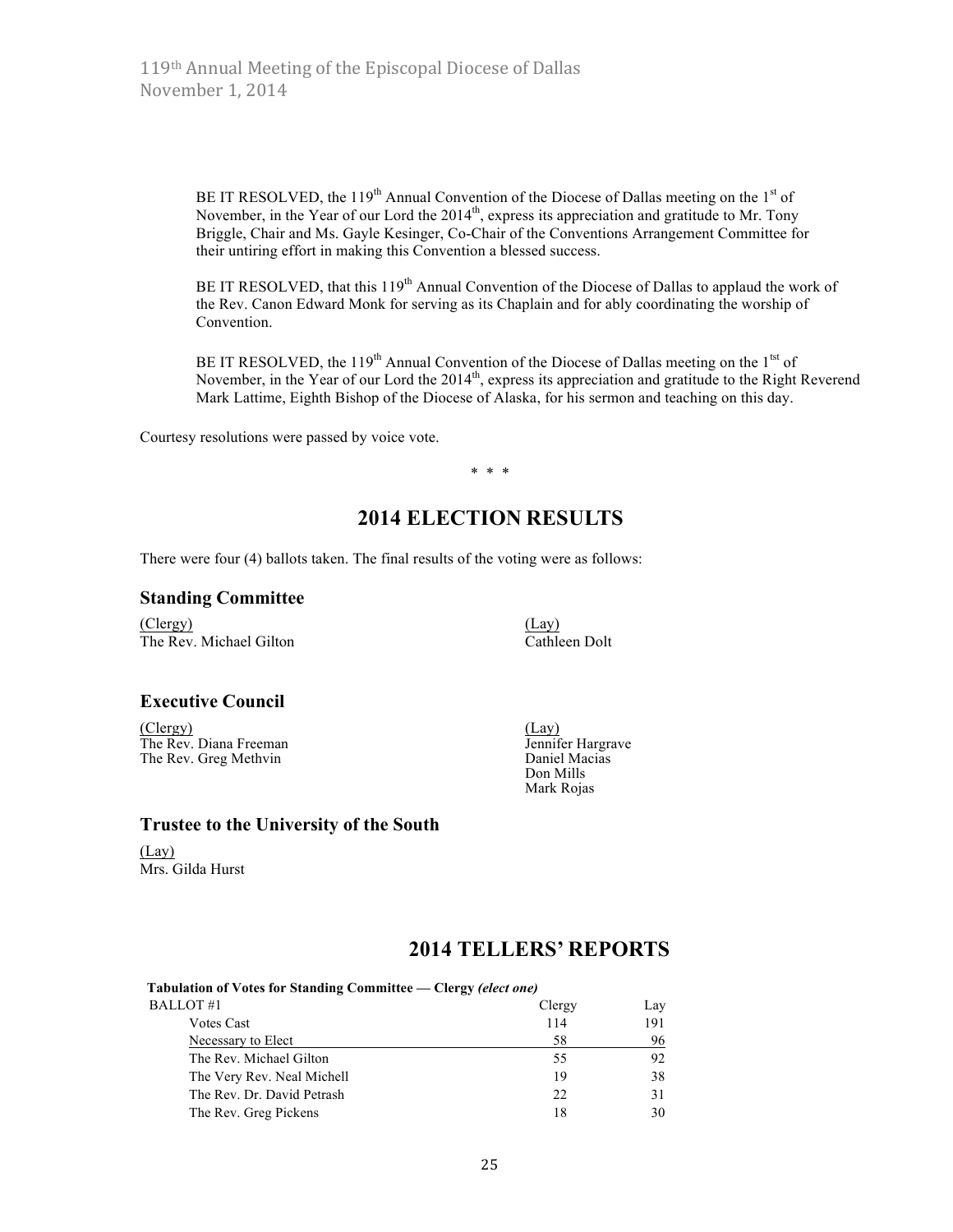BE IT RESOLVED, the 119th Annual Convention of the Diocese of Dallas meeting on the 1st of November, in the Year of our Lord the 2014th, express its appreciation and gratitude to Mr. Tony Briggle, Chair and Ms. Gayle Kesinger, Co-Chair of the Conventions Arrangement Committee for their untiring effort in making this Convention a blessed success.

BE IT RESOLVED, that this 119th Annual Convention of the Diocese of Dallas to applaud the work of the Rev. Canon Edward Monk for serving as its Chaplain and for ably coordinating the worship of Convention.

BE IT RESOLVED, the 119th Annual Convention of the Diocese of Dallas meeting on the 1tst of November, in the Year of our Lord the 2014th, express its appreciation and gratitude to the Right Reverend Mark Lattime, Eighth Bishop of the Diocese of Alaska, for his sermon and teaching on this day.

Courtesy resolutions were passed by voice vote.

\* \* \*

## 2014 ELECTION RESULTS

There were four (4) ballots taken. The final results of the voting were as follows:

### Standing Committee

(Clergy)
The Rev. Michael Gilton

(Lay)
Cathleen Dolt

### Executive Council

(Clergy)
The Rev. Diana Freeman
The Rev. Greg Methvin

(Lay)
Jennifer Hargrave
Daniel Macias
Don Mills
Mark Rojas

### Trustee to the University of the South

(Lay)
Mrs. Gilda Hurst

## 2014 TELLERS' REPORTS

**Tabulation of Votes for Standing Committee — Clergy *(elect one)***

| BALLOT #1 | Clergy | Lay |
|---|---|---|
| Votes Cast | 114 | 191 |
| Necessary to Elect | 58 | 96 |
| The Rev. Michael Gilton | 55 | 92 |
| The Very Rev. Neal Michell | 19 | 38 |
| The Rev. Dr. David Petrash | 22 | 31 |
| The Rev. Greg Pickens | 18 | 30 |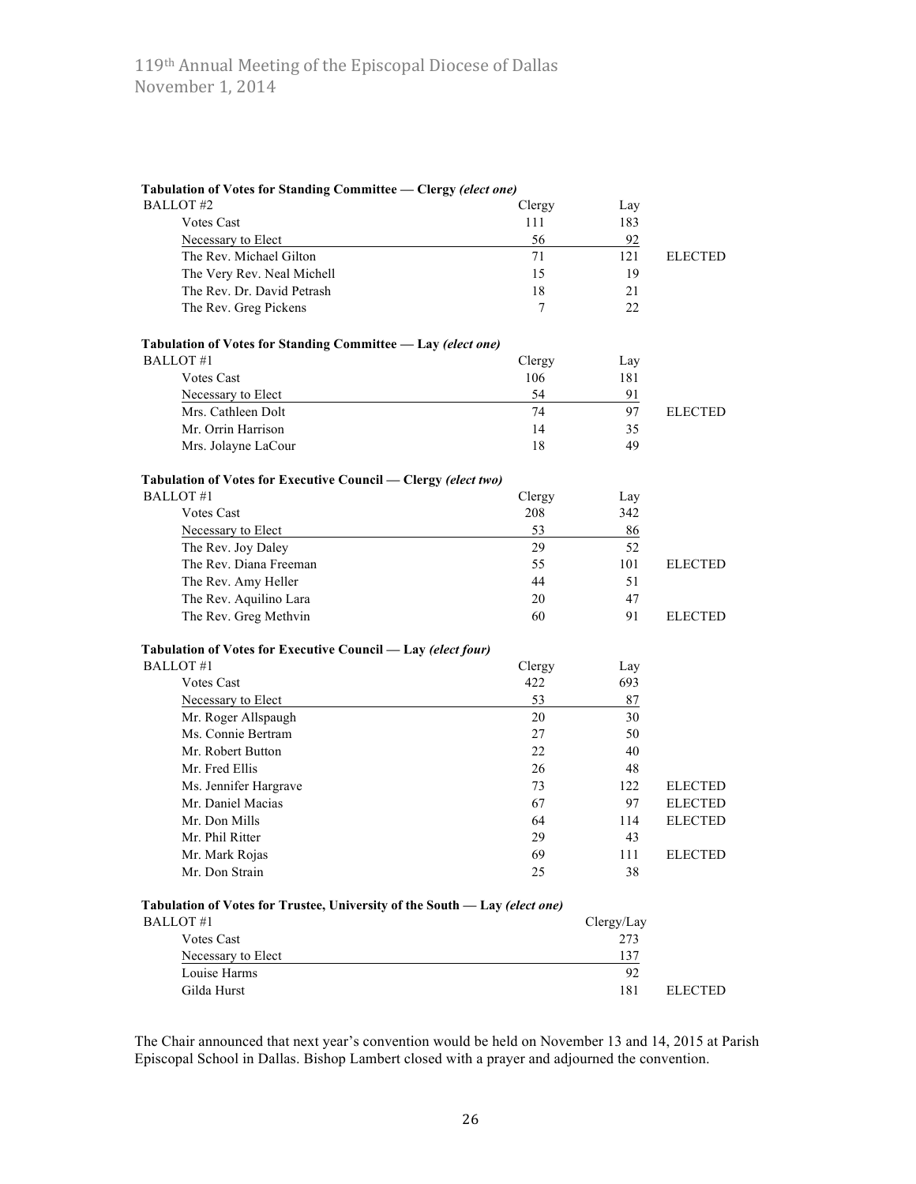**Tabulation of Votes for Standing Committee — Clergy *(elect one)***

| BALLOT #2 | Clergy | Lay | |
|---|---|---|---|
| Votes Cast | 111 | 183 | |
| Necessary to Elect | 56 | 92 | |
| The Rev. Michael Gilton | 71 | 121 | ELECTED |
| The Very Rev. Neal Michell | 15 | 19 | |
| The Rev. Dr. David Petrash | 18 | 21 | |
| The Rev. Greg Pickens | 7 | 22 | |

**Tabulation of Votes for Standing Committee — Lay *(elect one)***

| BALLOT #1 | Clergy | Lay | |
|---|---|---|---|
| Votes Cast | 106 | 181 | |
| Necessary to Elect | 54 | 91 | |
| Mrs. Cathleen Dolt | 74 | 97 | ELECTED |
| Mr. Orrin Harrison | 14 | 35 | |
| Mrs. Jolayne LaCour | 18 | 49 | |

**Tabulation of Votes for Executive Council — Clergy *(elect two)***

| BALLOT #1 | Clergy | Lay | |
|---|---|---|---|
| Votes Cast | 208 | 342 | |
| Necessary to Elect | 53 | 86 | |
| The Rev. Joy Daley | 29 | 52 | |
| The Rev. Diana Freeman | 55 | 101 | ELECTED |
| The Rev. Amy Heller | 44 | 51 | |
| The Rev. Aquilino Lara | 20 | 47 | |
| The Rev. Greg Methvin | 60 | 91 | ELECTED |

**Tabulation of Votes for Executive Council — Lay *(elect four)***

| BALLOT #1 | Clergy | Lay | |
|---|---|---|---|
| Votes Cast | 422 | 693 | |
| Necessary to Elect | 53 | 87 | |
| Mr. Roger Allspaugh | 20 | 30 | |
| Ms. Connie Bertram | 27 | 50 | |
| Mr. Robert Button | 22 | 40 | |
| Mr. Fred Ellis | 26 | 48 | |
| Ms. Jennifer Hargrave | 73 | 122 | ELECTED |
| Mr. Daniel Macias | 67 | 97 | ELECTED |
| Mr. Don Mills | 64 | 114 | ELECTED |
| Mr. Phil Ritter | 29 | 43 | |
| Mr. Mark Rojas | 69 | 111 | ELECTED |
| Mr. Don Strain | 25 | 38 | |

**Tabulation of Votes for Trustee, University of the South — Lay *(elect one)***

| BALLOT #1 | Clergy/Lay | |
|---|---|---|
| Votes Cast | 273 | |
| Necessary to Elect | 137 | |
| Louise Harms | 92 | |
| Gilda Hurst | 181 | ELECTED |

The Chair announced that next year's convention would be held on November 13 and 14, 2015 at Parish Episcopal School in Dallas. Bishop Lambert closed with a prayer and adjourned the convention.